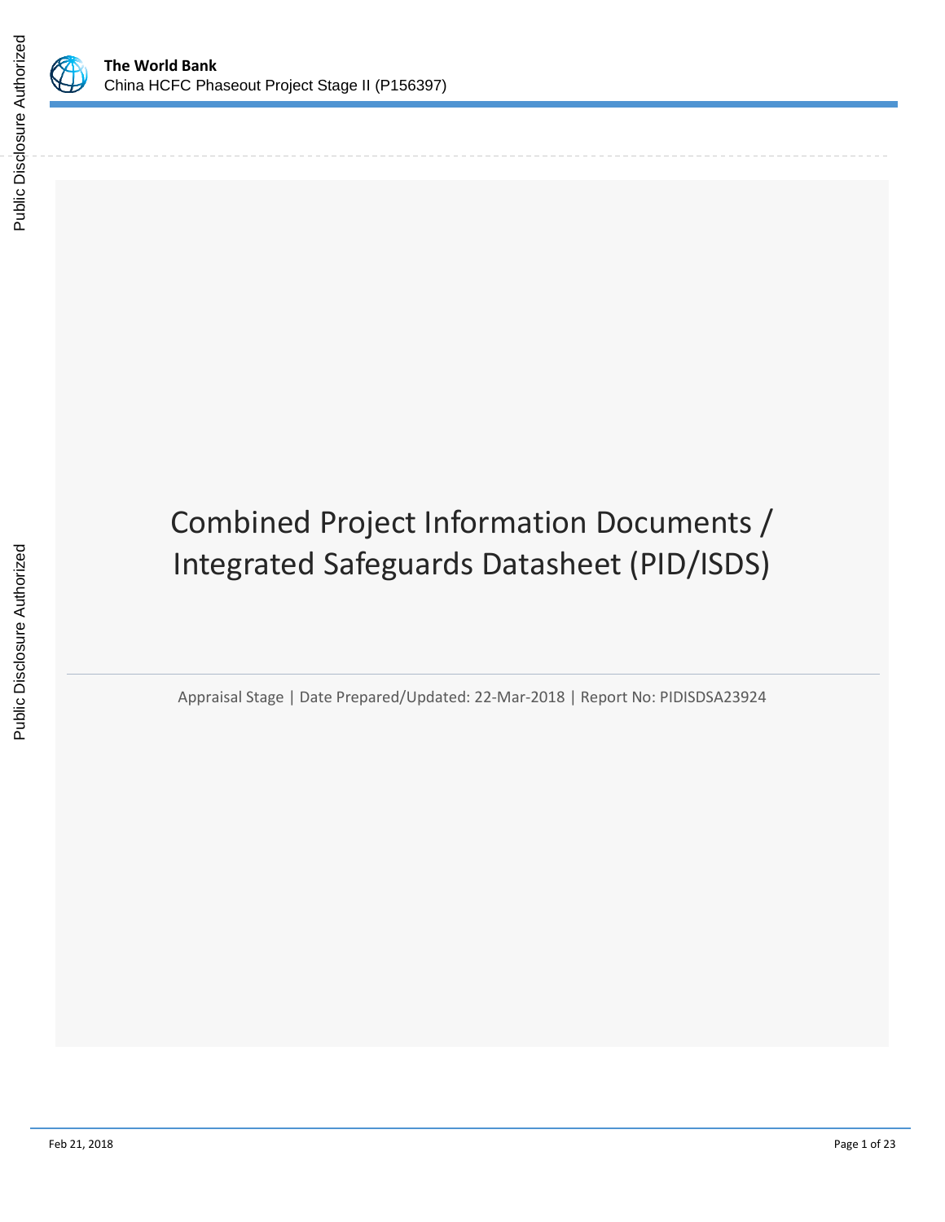**The World Bank**
China HCFC Phaseout Project Stage II (P156397)

# Combined Project Information Documents / Integrated Safeguards Datasheet (PID/ISDS)

Appraisal Stage | Date Prepared/Updated: 22-Mar-2018 | Report No: PIDISDSA23924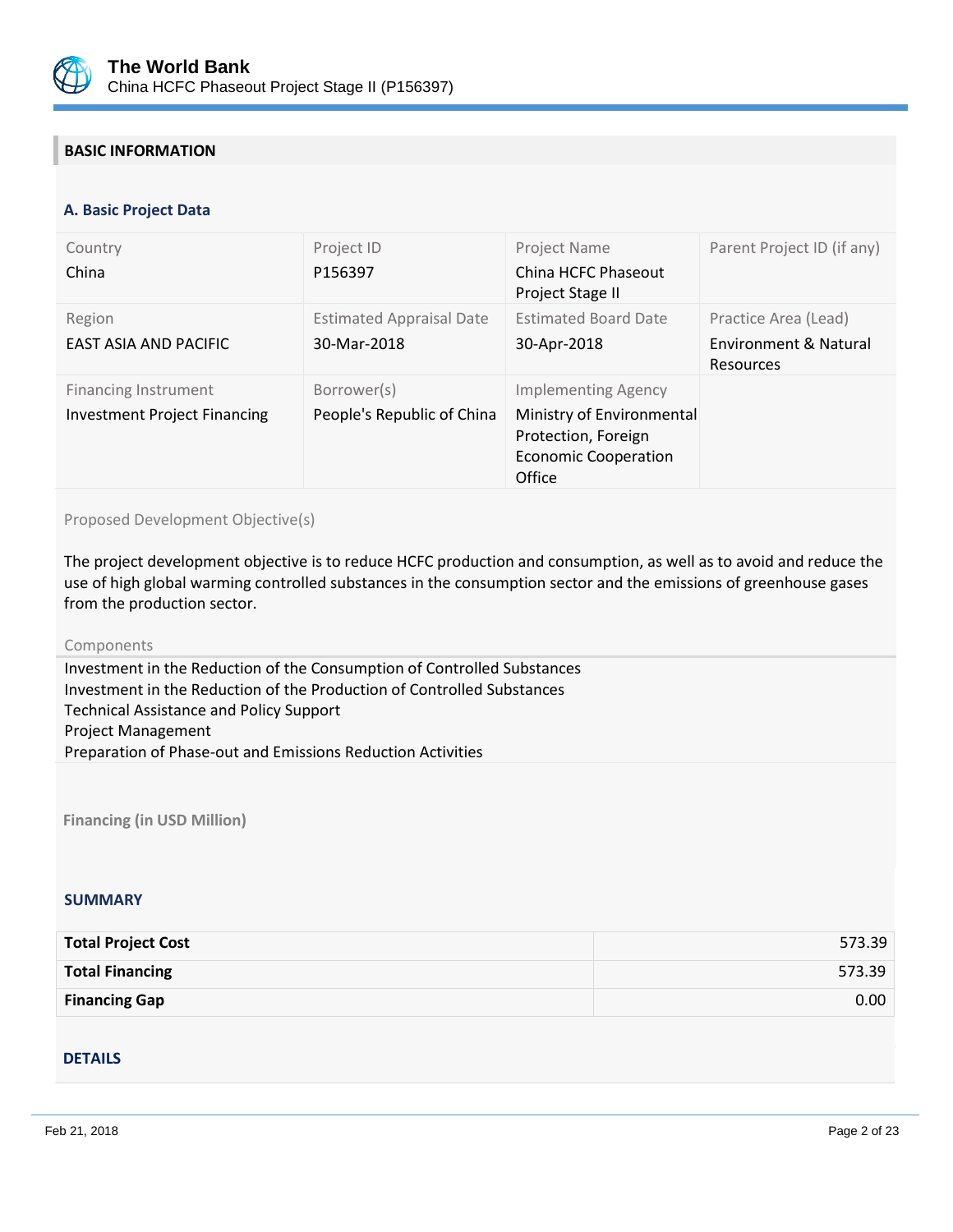## BASIC INFORMATION

### A. Basic Project Data

| Country | Project ID | Project Name | Parent Project ID (if any) |
|---|---|---|---|
| China | P156397 | China HCFC Phaseout Project Stage II | |
| **Region** | **Estimated Appraisal Date** | **Estimated Board Date** | **Practice Area (Lead)** |
| EAST ASIA AND PACIFIC | 30-Mar-2018 | 30-Apr-2018 | Environment & Natural Resources |
| **Financing Instrument** | **Borrower(s)** | **Implementing Agency** | |
| Investment Project Financing | People's Republic of China | Ministry of Environmental Protection, Foreign Economic Cooperation Office | |

Proposed Development Objective(s)

The project development objective is to reduce HCFC production and consumption, as well as to avoid and reduce the use of high global warming controlled substances in the consumption sector and the emissions of greenhouse gases from the production sector.

Components

Investment in the Reduction of the Consumption of Controlled Substances
Investment in the Reduction of the Production of Controlled Substances
Technical Assistance and Policy Support
Project Management
Preparation of Phase-out and Emissions Reduction Activities

**Financing (in USD Million)**

### SUMMARY

| | |
|---|---:|
| **Total Project Cost** | 573.39 |
| **Total Financing** | 573.39 |
| **Financing Gap** | 0.00 |

### DETAILS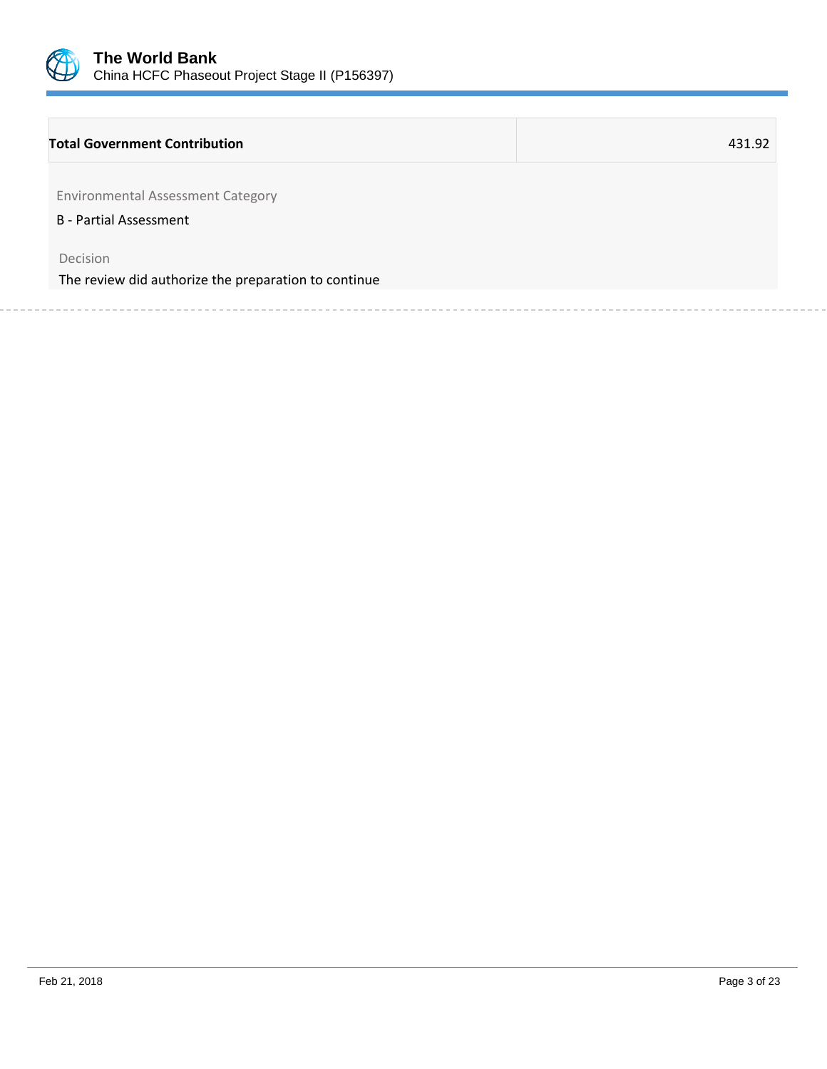| **Total Government Contribution** | 431.92 |
|---|---|

Environmental Assessment Category

B - Partial Assessment

Decision

The review did authorize the preparation to continue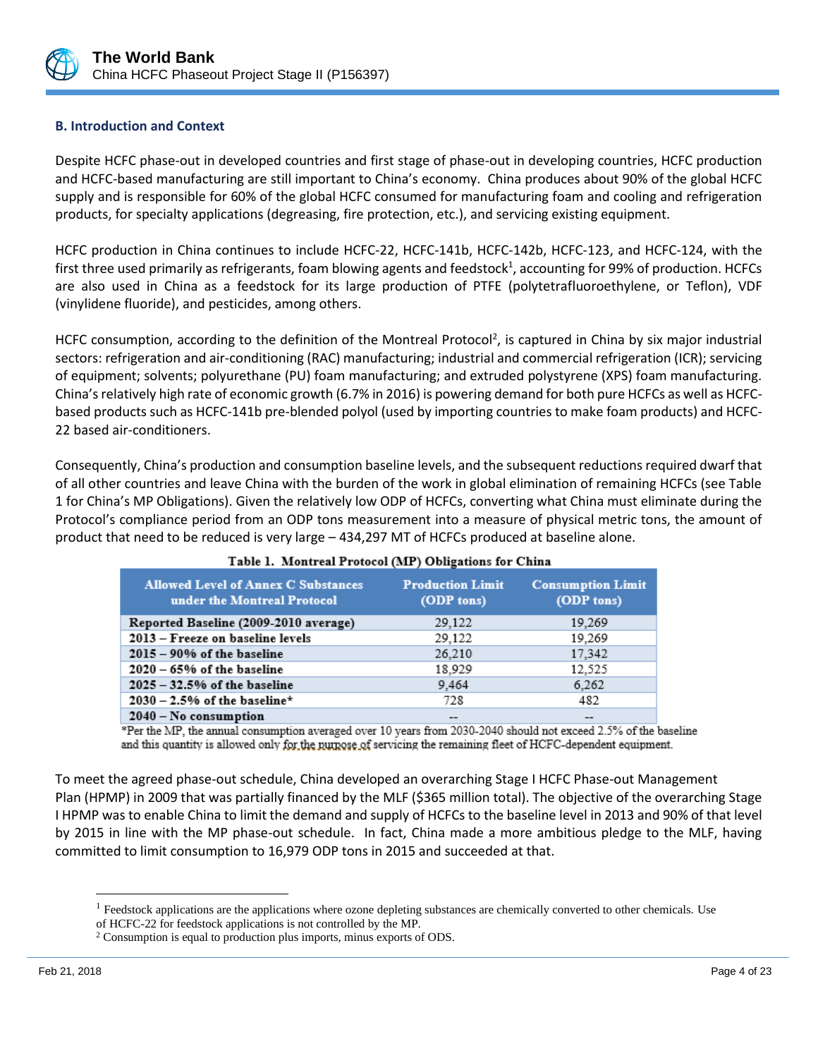## B. Introduction and Context

Despite HCFC phase-out in developed countries and first stage of phase-out in developing countries, HCFC production and HCFC-based manufacturing are still important to China's economy. China produces about 90% of the global HCFC supply and is responsible for 60% of the global HCFC consumed for manufacturing foam and cooling and refrigeration products, for specialty applications (degreasing, fire protection, etc.), and servicing existing equipment.

HCFC production in China continues to include HCFC-22, HCFC-141b, HCFC-142b, HCFC-123, and HCFC-124, with the first three used primarily as refrigerants, foam blowing agents and feedstock[1], accounting for 99% of production. HCFCs are also used in China as a feedstock for its large production of PTFE (polytetrafluoroethylene, or Teflon), VDF (vinylidene fluoride), and pesticides, among others.

HCFC consumption, according to the definition of the Montreal Protocol[2], is captured in China by six major industrial sectors: refrigeration and air-conditioning (RAC) manufacturing; industrial and commercial refrigeration (ICR); servicing of equipment; solvents; polyurethane (PU) foam manufacturing; and extruded polystyrene (XPS) foam manufacturing. China's relatively high rate of economic growth (6.7% in 2016) is powering demand for both pure HCFCs as well as HCFC-based products such as HCFC-141b pre-blended polyol (used by importing countries to make foam products) and HCFC-22 based air-conditioners.

Consequently, China's production and consumption baseline levels, and the subsequent reductions required dwarf that of all other countries and leave China with the burden of the work in global elimination of remaining HCFCs (see Table 1 for China's MP Obligations). Given the relatively low ODP of HCFCs, converting what China must eliminate during the Protocol's compliance period from an ODP tons measurement into a measure of physical metric tons, the amount of product that need to be reduced is very large – 434,297 MT of HCFCs produced at baseline alone.

**Table 1. Montreal Protocol (MP) Obligations for China**

| Allowed Level of Annex C Substances under the Montreal Protocol | Production Limit (ODP tons) | Consumption Limit (ODP tons) |
|---|---|---|
| Reported Baseline (2009-2010 average) | 29,122 | 19,269 |
| 2013 – Freeze on baseline levels | 29,122 | 19,269 |
| 2015 – 90% of the baseline | 26,210 | 17,342 |
| 2020 – 65% of the baseline | 18,929 | 12,525 |
| 2025 – 32.5% of the baseline | 9,464 | 6,262 |
| 2030 – 2.5% of the baseline* | 728 | 482 |
| 2040 – No consumption | -- | -- |

*Per the MP, the annual consumption averaged over 10 years from 2030-2040 should not exceed 2.5% of the baseline and this quantity is allowed only for the purpose of servicing the remaining fleet of HCFC-dependent equipment.

To meet the agreed phase-out schedule, China developed an overarching Stage I HCFC Phase-out Management Plan (HPMP) in 2009 that was partially financed by the MLF ($365 million total). The objective of the overarching Stage I HPMP was to enable China to limit the demand and supply of HCFCs to the baseline level in 2013 and 90% of that level by 2015 in line with the MP phase-out schedule. In fact, China made a more ambitious pledge to the MLF, having committed to limit consumption to 16,979 ODP tons in 2015 and succeeded at that.

---

[1] Feedstock applications are the applications where ozone depleting substances are chemically converted to other chemicals. Use of HCFC-22 for feedstock applications is not controlled by the MP.

[2] Consumption is equal to production plus imports, minus exports of ODS.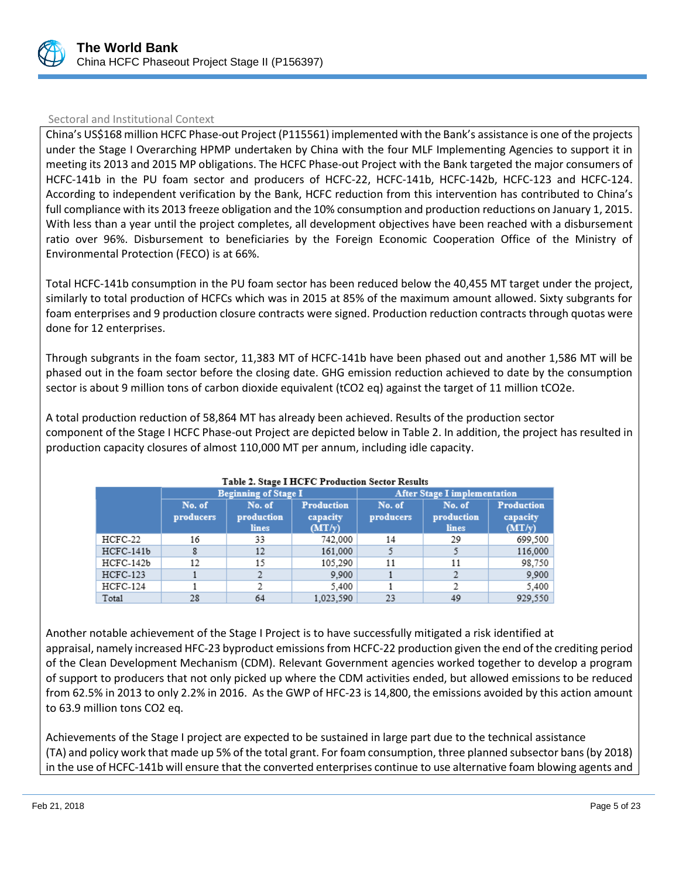Sectoral and Institutional Context

China's US$168 million HCFC Phase-out Project (P115561) implemented with the Bank's assistance is one of the projects under the Stage I Overarching HPMP undertaken by China with the four MLF Implementing Agencies to support it in meeting its 2013 and 2015 MP obligations. The HCFC Phase-out Project with the Bank targeted the major consumers of HCFC-141b in the PU foam sector and producers of HCFC-22, HCFC-141b, HCFC-142b, HCFC-123 and HCFC-124. According to independent verification by the Bank, HCFC reduction from this intervention has contributed to China's full compliance with its 2013 freeze obligation and the 10% consumption and production reductions on January 1, 2015. With less than a year until the project completes, all development objectives have been reached with a disbursement ratio over 96%. Disbursement to beneficiaries by the Foreign Economic Cooperation Office of the Ministry of Environmental Protection (FECO) is at 66%.

Total HCFC-141b consumption in the PU foam sector has been reduced below the 40,455 MT target under the project, similarly to total production of HCFCs which was in 2015 at 85% of the maximum amount allowed. Sixty subgrants for foam enterprises and 9 production closure contracts were signed. Production reduction contracts through quotas were done for 12 enterprises.

Through subgrants in the foam sector, 11,383 MT of HCFC-141b have been phased out and another 1,586 MT will be phased out in the foam sector before the closing date. GHG emission reduction achieved to date by the consumption sector is about 9 million tons of carbon dioxide equivalent (tCO2 eq) against the target of 11 million tCO2e.

A total production reduction of 58,864 MT has already been achieved. Results of the production sector component of the Stage I HCFC Phase-out Project are depicted below in Table 2. In addition, the project has resulted in production capacity closures of almost 110,000 MT per annum, including idle capacity.

**Table 2. Stage I HCFC Production Sector Results**

| | Beginning of Stage I | | | After Stage I implementation | | |
|---|---|---|---|---|---|---|
| | No. of producers | No. of production lines | Production capacity (MT/y) | No. of producers | No. of production lines | Production capacity (MT/y) |
| HCFC-22 | 16 | 33 | 742,000 | 14 | 29 | 699,500 |
| HCFC-141b | 8 | 12 | 161,000 | 5 | 5 | 116,000 |
| HCFC-142b | 12 | 15 | 105,290 | 11 | 11 | 98,750 |
| HCFC-123 | 1 | 2 | 9,900 | 1 | 2 | 9,900 |
| HCFC-124 | 1 | 2 | 5,400 | 1 | 2 | 5,400 |
| Total | 28 | 64 | 1,023,590 | 23 | 49 | 929,550 |

Another notable achievement of the Stage I Project is to have successfully mitigated a risk identified at appraisal, namely increased HFC-23 byproduct emissions from HCFC-22 production given the end of the crediting period of the Clean Development Mechanism (CDM). Relevant Government agencies worked together to develop a program of support to producers that not only picked up where the CDM activities ended, but allowed emissions to be reduced from 62.5% in 2013 to only 2.2% in 2016. As the GWP of HFC-23 is 14,800, the emissions avoided by this action amount to 63.9 million tons CO2 eq.

Achievements of the Stage I project are expected to be sustained in large part due to the technical assistance (TA) and policy work that made up 5% of the total grant. For foam consumption, three planned subsector bans (by 2018) in the use of HCFC-141b will ensure that the converted enterprises continue to use alternative foam blowing agents and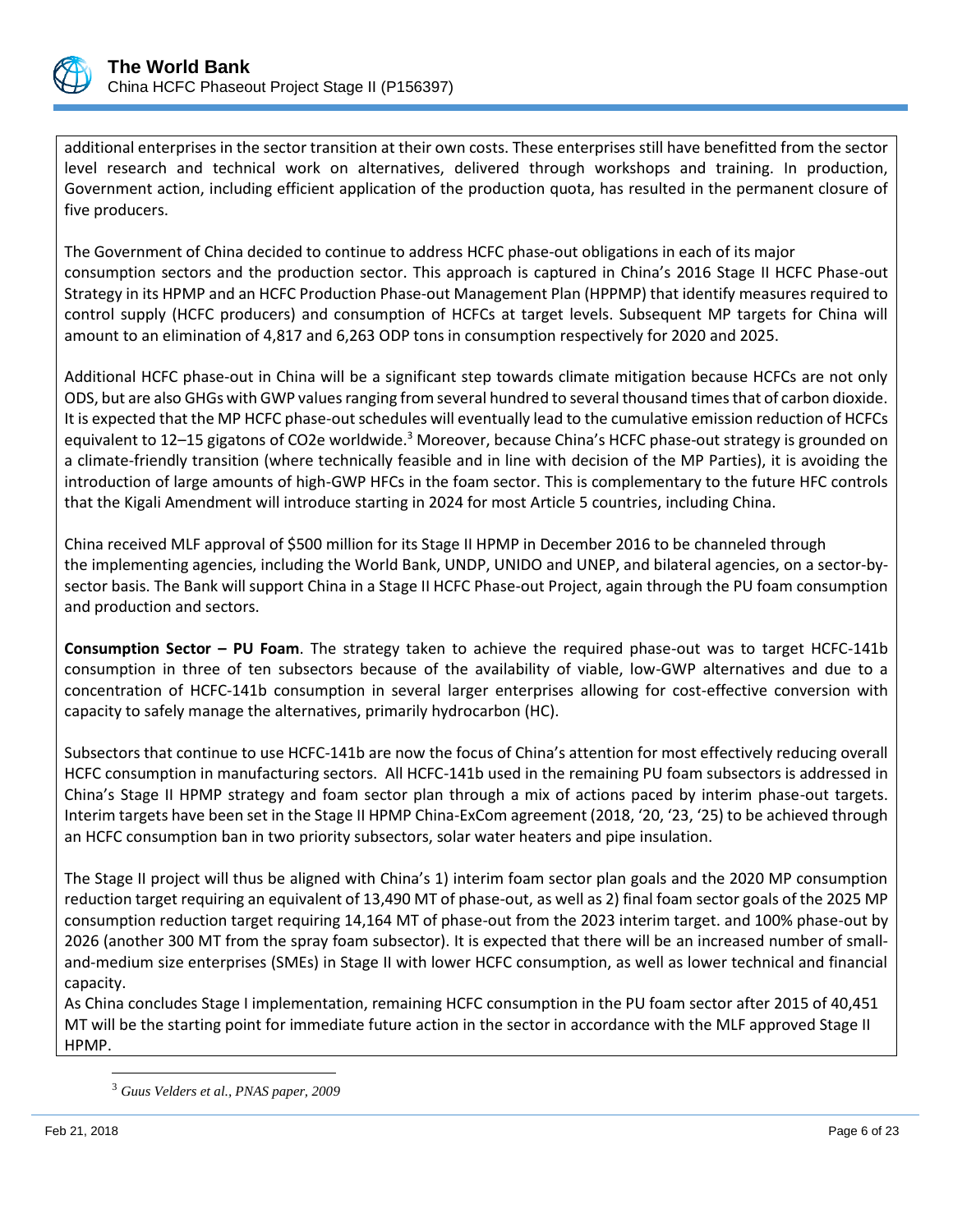additional enterprises in the sector transition at their own costs. These enterprises still have benefitted from the sector level research and technical work on alternatives, delivered through workshops and training. In production, Government action, including efficient application of the production quota, has resulted in the permanent closure of five producers.

The Government of China decided to continue to address HCFC phase-out obligations in each of its major consumption sectors and the production sector. This approach is captured in China's 2016 Stage II HCFC Phase-out Strategy in its HPMP and an HCFC Production Phase-out Management Plan (HPPMP) that identify measures required to control supply (HCFC producers) and consumption of HCFCs at target levels. Subsequent MP targets for China will amount to an elimination of 4,817 and 6,263 ODP tons in consumption respectively for 2020 and 2025.

Additional HCFC phase-out in China will be a significant step towards climate mitigation because HCFCs are not only ODS, but are also GHGs with GWP values ranging from several hundred to several thousand times that of carbon dioxide. It is expected that the MP HCFC phase-out schedules will eventually lead to the cumulative emission reduction of HCFCs equivalent to 12–15 gigatons of $CO_2e$ worldwide.[3] Moreover, because China's HCFC phase-out strategy is grounded on a climate-friendly transition (where technically feasible and in line with decision of the MP Parties), it is avoiding the introduction of large amounts of high-GWP HFCs in the foam sector. This is complementary to the future HFC controls that the Kigali Amendment will introduce starting in 2024 for most Article 5 countries, including China.

China received MLF approval of $500 million for its Stage II HPMP in December 2016 to be channeled through the implementing agencies, including the World Bank, UNDP, UNIDO and UNEP, and bilateral agencies, on a sector-by-sector basis. The Bank will support China in a Stage II HCFC Phase-out Project, again through the PU foam consumption and production and sectors.

**Consumption Sector – PU Foam**. The strategy taken to achieve the required phase-out was to target HCFC-141b consumption in three of ten subsectors because of the availability of viable, low-GWP alternatives and due to a concentration of HCFC-141b consumption in several larger enterprises allowing for cost-effective conversion with capacity to safely manage the alternatives, primarily hydrocarbon (HC).

Subsectors that continue to use HCFC-141b are now the focus of China's attention for most effectively reducing overall HCFC consumption in manufacturing sectors. All HCFC-141b used in the remaining PU foam subsectors is addressed in China's Stage II HPMP strategy and foam sector plan through a mix of actions paced by interim phase-out targets. Interim targets have been set in the Stage II HPMP China-ExCom agreement (2018, '20, '23, '25) to be achieved through an HCFC consumption ban in two priority subsectors, solar water heaters and pipe insulation.

The Stage II project will thus be aligned with China's 1) interim foam sector plan goals and the 2020 MP consumption reduction target requiring an equivalent of 13,490 MT of phase-out, as well as 2) final foam sector goals of the 2025 MP consumption reduction target requiring 14,164 MT of phase-out from the 2023 interim target. and 100% phase-out by 2026 (another 300 MT from the spray foam subsector). It is expected that there will be an increased number of small-and-medium size enterprises (SMEs) in Stage II with lower HCFC consumption, as well as lower technical and financial capacity.

As China concludes Stage I implementation, remaining HCFC consumption in the PU foam sector after 2015 of 40,451 MT will be the starting point for immediate future action in the sector in accordance with the MLF approved Stage II HPMP.

[3] *Guus Velders et al., PNAS paper, 2009*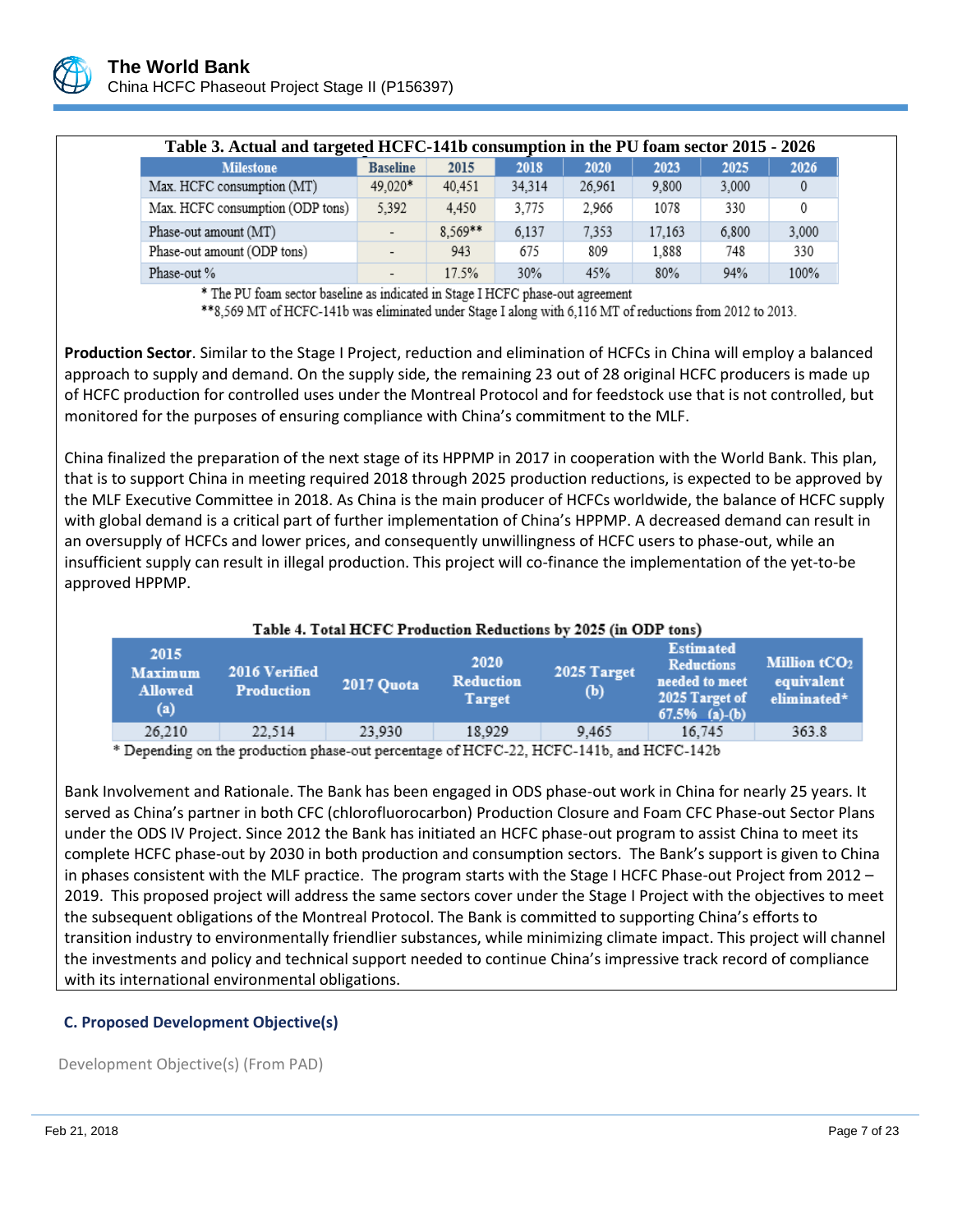**Table 3. Actual and targeted HCFC-141b consumption in the PU foam sector 2015 - 2026**

| Milestone | Baseline | 2015 | 2018 | 2020 | 2023 | 2025 | 2026 |
|---|---|---|---|---|---|---|---|
| Max. HCFC consumption (MT) | 49,020* | 40,451 | 34,314 | 26,961 | 9,800 | 3,000 | 0 |
| Max. HCFC consumption (ODP tons) | 5,392 | 4,450 | 3,775 | 2,966 | 1078 | 330 | 0 |
| Phase-out amount (MT) | - | 8,569** | 6,137 | 7,353 | 17,163 | 6,800 | 3,000 |
| Phase-out amount (ODP tons) | - | 943 | 675 | 809 | 1,888 | 748 | 330 |
| Phase-out % | - | 17.5% | 30% | 45% | 80% | 94% | 100% |

\* The PU foam sector baseline as indicated in Stage I HCFC phase-out agreement

\*\*8,569 MT of HCFC-141b was eliminated under Stage I along with 6,116 MT of reductions from 2012 to 2013.

**Production Sector**. Similar to the Stage I Project, reduction and elimination of HCFCs in China will employ a balanced approach to supply and demand. On the supply side, the remaining 23 out of 28 original HCFC producers is made up of HCFC production for controlled uses under the Montreal Protocol and for feedstock use that is not controlled, but monitored for the purposes of ensuring compliance with China's commitment to the MLF.

China finalized the preparation of the next stage of its HPPMP in 2017 in cooperation with the World Bank. This plan, that is to support China in meeting required 2018 through 2025 production reductions, is expected to be approved by the MLF Executive Committee in 2018. As China is the main producer of HCFCs worldwide, the balance of HCFC supply with global demand is a critical part of further implementation of China's HPPMP. A decreased demand can result in an oversupply of HCFCs and lower prices, and consequently unwillingness of HCFC users to phase-out, while an insufficient supply can result in illegal production. This project will co-finance the implementation of the yet-to-be approved HPPMP.

**Table 4. Total HCFC Production Reductions by 2025 (in ODP tons)**

| 2015 Maximum Allowed (a) | 2016 Verified Production | 2017 Quota | 2020 Reduction Target | 2025 Target (b) | Estimated Reductions needed to meet 2025 Target of 67.5% (a)-(b) | Million $tCO_2$ equivalent eliminated* |
|---|---|---|---|---|---|---|
| 26,210 | 22,514 | 23,930 | 18,929 | 9,465 | 16,745 | 363.8 |

\* Depending on the production phase-out percentage of HCFC-22, HCFC-141b, and HCFC-142b

Bank Involvement and Rationale. The Bank has been engaged in ODS phase-out work in China for nearly 25 years. It served as China's partner in both CFC (chlorofluorocarbon) Production Closure and Foam CFC Phase-out Sector Plans under the ODS IV Project. Since 2012 the Bank has initiated an HCFC phase-out program to assist China to meet its complete HCFC phase-out by 2030 in both production and consumption sectors. The Bank's support is given to China in phases consistent with the MLF practice. The program starts with the Stage I HCFC Phase-out Project from 2012 – 2019. This proposed project will address the same sectors cover under the Stage I Project with the objectives to meet the subsequent obligations of the Montreal Protocol. The Bank is committed to supporting China's efforts to transition industry to environmentally friendlier substances, while minimizing climate impact. This project will channel the investments and policy and technical support needed to continue China's impressive track record of compliance with its international environmental obligations.

### C. Proposed Development Objective(s)

Development Objective(s) (From PAD)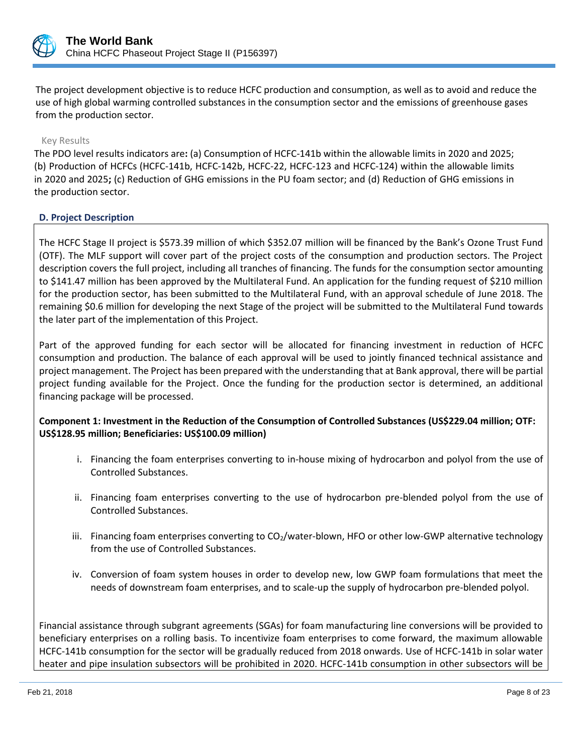The project development objective is to reduce HCFC production and consumption, as well as to avoid and reduce the use of high global warming controlled substances in the consumption sector and the emissions of greenhouse gases from the production sector.

Key Results

The PDO level results indicators are**:** (a) Consumption of HCFC-141b within the allowable limits in 2020 and 2025; (b) Production of HCFCs (HCFC-141b, HCFC-142b, HCFC-22, HCFC-123 and HCFC-124) within the allowable limits in 2020 and 2025**;** (c) Reduction of GHG emissions in the PU foam sector; and (d) Reduction of GHG emissions in the production sector.

### D. Project Description

The HCFC Stage II project is $573.39 million of which $352.07 million will be financed by the Bank's Ozone Trust Fund (OTF). The MLF support will cover part of the project costs of the consumption and production sectors. The Project description covers the full project, including all tranches of financing. The funds for the consumption sector amounting to $141.47 million has been approved by the Multilateral Fund. An application for the funding request of $210 million for the production sector, has been submitted to the Multilateral Fund, with an approval schedule of June 2018. The remaining $0.6 million for developing the next Stage of the project will be submitted to the Multilateral Fund towards the later part of the implementation of this Project.

Part of the approved funding for each sector will be allocated for financing investment in reduction of HCFC consumption and production. The balance of each approval will be used to jointly financed technical assistance and project management. The Project has been prepared with the understanding that at Bank approval, there will be partial project funding available for the Project. Once the funding for the production sector is determined, an additional financing package will be processed.

**Component 1: Investment in the Reduction of the Consumption of Controlled Substances (US$229.04 million; OTF: US$128.95 million; Beneficiaries: US$100.09 million)**

i. Financing the foam enterprises converting to in-house mixing of hydrocarbon and polyol from the use of Controlled Substances.

ii. Financing foam enterprises converting to the use of hydrocarbon pre-blended polyol from the use of Controlled Substances.

iii. Financing foam enterprises converting to $CO_2$/water-blown, HFO or other low-GWP alternative technology from the use of Controlled Substances.

iv. Conversion of foam system houses in order to develop new, low GWP foam formulations that meet the needs of downstream foam enterprises, and to scale-up the supply of hydrocarbon pre-blended polyol.

Financial assistance through subgrant agreements (SGAs) for foam manufacturing line conversions will be provided to beneficiary enterprises on a rolling basis. To incentivize foam enterprises to come forward, the maximum allowable HCFC-141b consumption for the sector will be gradually reduced from 2018 onwards. Use of HCFC-141b in solar water heater and pipe insulation subsectors will be prohibited in 2020. HCFC-141b consumption in other subsectors will be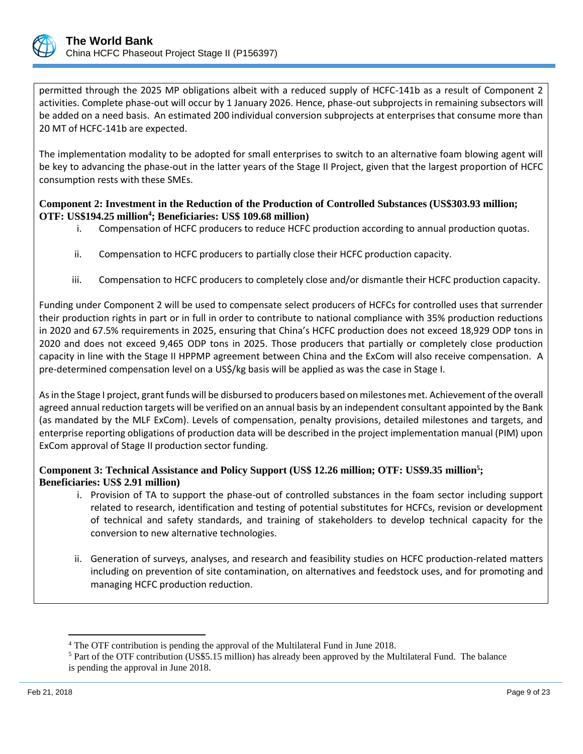permitted through the 2025 MP obligations albeit with a reduced supply of HCFC-141b as a result of Component 2 activities. Complete phase-out will occur by 1 January 2026. Hence, phase-out subprojects in remaining subsectors will be added on a need basis. An estimated 200 individual conversion subprojects at enterprises that consume more than 20 MT of HCFC-141b are expected.

The implementation modality to be adopted for small enterprises to switch to an alternative foam blowing agent will be key to advancing the phase-out in the latter years of the Stage II Project, given that the largest proportion of HCFC consumption rests with these SMEs.

**Component 2: Investment in the Reduction of the Production of Controlled Substances (US$303.93 million; OTF: US$194.25 million[4]; Beneficiaries: US$ 109.68 million)**

i. Compensation of HCFC producers to reduce HCFC production according to annual production quotas.

ii. Compensation to HCFC producers to partially close their HCFC production capacity.

iii. Compensation to HCFC producers to completely close and/or dismantle their HCFC production capacity.

Funding under Component 2 will be used to compensate select producers of HCFCs for controlled uses that surrender their production rights in part or in full in order to contribute to national compliance with 35% production reductions in 2020 and 67.5% requirements in 2025, ensuring that China's HCFC production does not exceed 18,929 ODP tons in 2020 and does not exceed 9,465 ODP tons in 2025. Those producers that partially or completely close production capacity in line with the Stage II HPPMP agreement between China and the ExCom will also receive compensation. A pre-determined compensation level on a US$/kg basis will be applied as was the case in Stage I.

As in the Stage I project, grant funds will be disbursed to producers based on milestones met. Achievement of the overall agreed annual reduction targets will be verified on an annual basis by an independent consultant appointed by the Bank (as mandated by the MLF ExCom). Levels of compensation, penalty provisions, detailed milestones and targets, and enterprise reporting obligations of production data will be described in the project implementation manual (PIM) upon ExCom approval of Stage II production sector funding.

**Component 3: Technical Assistance and Policy Support (US$ 12.26 million; OTF: US$9.35 million[5]; Beneficiaries: US$ 2.91 million)**

i. Provision of TA to support the phase-out of controlled substances in the foam sector including support related to research, identification and testing of potential substitutes for HCFCs, revision or development of technical and safety standards, and training of stakeholders to develop technical capacity for the conversion to new alternative technologies.

ii. Generation of surveys, analyses, and research and feasibility studies on HCFC production-related matters including on prevention of site contamination, on alternatives and feedstock uses, and for promoting and managing HCFC production reduction.

---

[4] The OTF contribution is pending the approval of the Multilateral Fund in June 2018.

[5] Part of the OTF contribution (US$5.15 million) has already been approved by the Multilateral Fund. The balance is pending the approval in June 2018.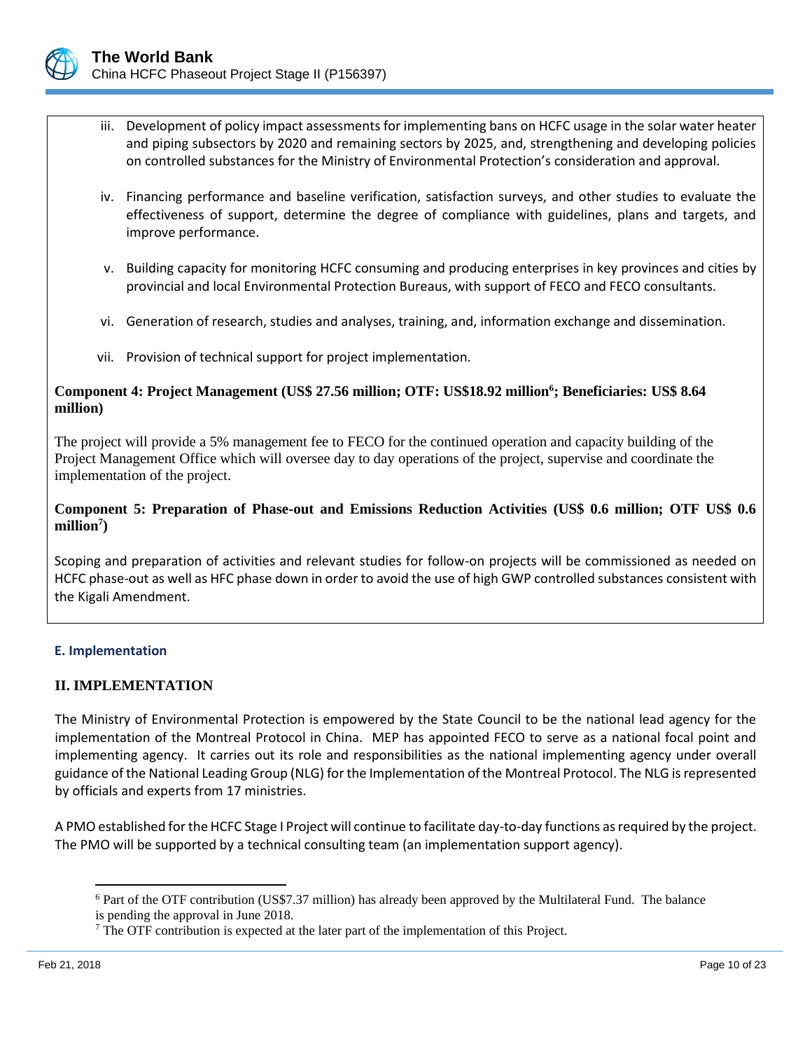iii. Development of policy impact assessments for implementing bans on HCFC usage in the solar water heater and piping subsectors by 2020 and remaining sectors by 2025, and, strengthening and developing policies on controlled substances for the Ministry of Environmental Protection's consideration and approval.

iv. Financing performance and baseline verification, satisfaction surveys, and other studies to evaluate the effectiveness of support, determine the degree of compliance with guidelines, plans and targets, and improve performance.

v. Building capacity for monitoring HCFC consuming and producing enterprises in key provinces and cities by provincial and local Environmental Protection Bureaus, with support of FECO and FECO consultants.

vi. Generation of research, studies and analyses, training, and, information exchange and dissemination.

vii. Provision of technical support for project implementation.

**Component 4: Project Management (US$ 27.56 million; OTF: US$18.92 million[6]; Beneficiaries: US$ 8.64 million)**

The project will provide a 5% management fee to FECO for the continued operation and capacity building of the Project Management Office which will oversee day to day operations of the project, supervise and coordinate the implementation of the project.

**Component 5: Preparation of Phase-out and Emissions Reduction Activities (US$ 0.6 million; OTF US$ 0.6 million[7])**

Scoping and preparation of activities and relevant studies for follow-on projects will be commissioned as needed on HCFC phase-out as well as HFC phase down in order to avoid the use of high GWP controlled substances consistent with the Kigali Amendment.

### E. Implementation

## II. IMPLEMENTATION

The Ministry of Environmental Protection is empowered by the State Council to be the national lead agency for the implementation of the Montreal Protocol in China. MEP has appointed FECO to serve as a national focal point and implementing agency. It carries out its role and responsibilities as the national implementing agency under overall guidance of the National Leading Group (NLG) for the Implementation of the Montreal Protocol. The NLG is represented by officials and experts from 17 ministries.

A PMO established for the HCFC Stage I Project will continue to facilitate day-to-day functions as required by the project. The PMO will be supported by a technical consulting team (an implementation support agency).

---

[6] Part of the OTF contribution (US$7.37 million) has already been approved by the Multilateral Fund. The balance is pending the approval in June 2018.

[7] The OTF contribution is expected at the later part of the implementation of this Project.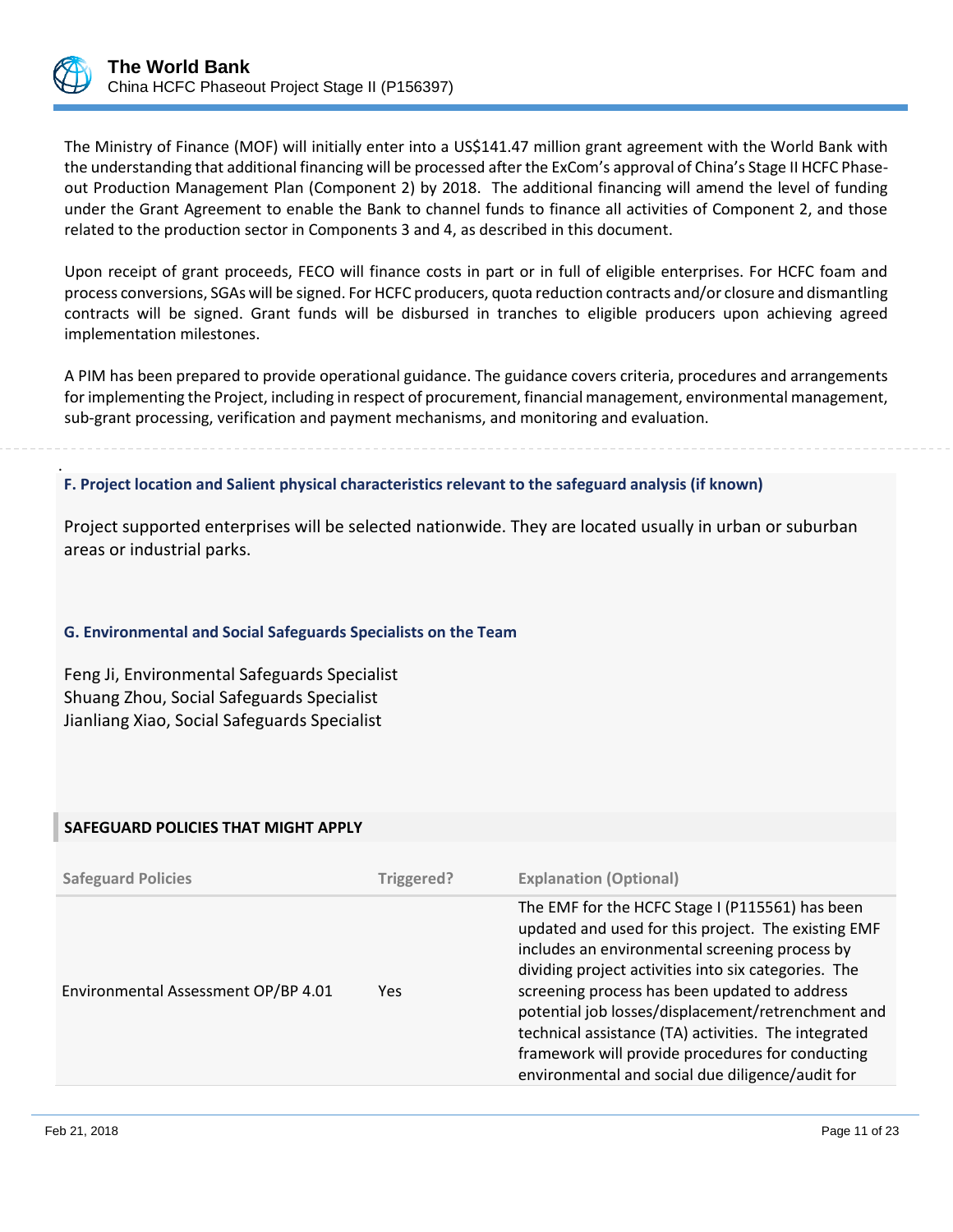The Ministry of Finance (MOF) will initially enter into a US$141.47 million grant agreement with the World Bank with the understanding that additional financing will be processed after the ExCom's approval of China's Stage II HCFC Phase-out Production Management Plan (Component 2) by 2018. The additional financing will amend the level of funding under the Grant Agreement to enable the Bank to channel funds to finance all activities of Component 2, and those related to the production sector in Components 3 and 4, as described in this document.

Upon receipt of grant proceeds, FECO will finance costs in part or in full of eligible enterprises. For HCFC foam and process conversions, SGAs will be signed. For HCFC producers, quota reduction contracts and/or closure and dismantling contracts will be signed. Grant funds will be disbursed in tranches to eligible producers upon achieving agreed implementation milestones.

A PIM has been prepared to provide operational guidance. The guidance covers criteria, procedures and arrangements for implementing the Project, including in respect of procurement, financial management, environmental management, sub-grant processing, verification and payment mechanisms, and monitoring and evaluation.

### F. Project location and Salient physical characteristics relevant to the safeguard analysis (if known)

Project supported enterprises will be selected nationwide. They are located usually in urban or suburban areas or industrial parks.

### G. Environmental and Social Safeguards Specialists on the Team

Feng Ji, Environmental Safeguards Specialist
Shuang Zhou, Social Safeguards Specialist
Jianliang Xiao, Social Safeguards Specialist

## SAFEGUARD POLICIES THAT MIGHT APPLY

| Safeguard Policies | Triggered? | Explanation (Optional) |
|---|---|---|
| Environmental Assessment OP/BP 4.01 | Yes | The EMF for the HCFC Stage I (P115561) has been updated and used for this project. The existing EMF includes an environmental screening process by dividing project activities into six categories. The screening process has been updated to address potential job losses/displacement/retrenchment and technical assistance (TA) activities. The integrated framework will provide procedures for conducting environmental and social due diligence/audit for |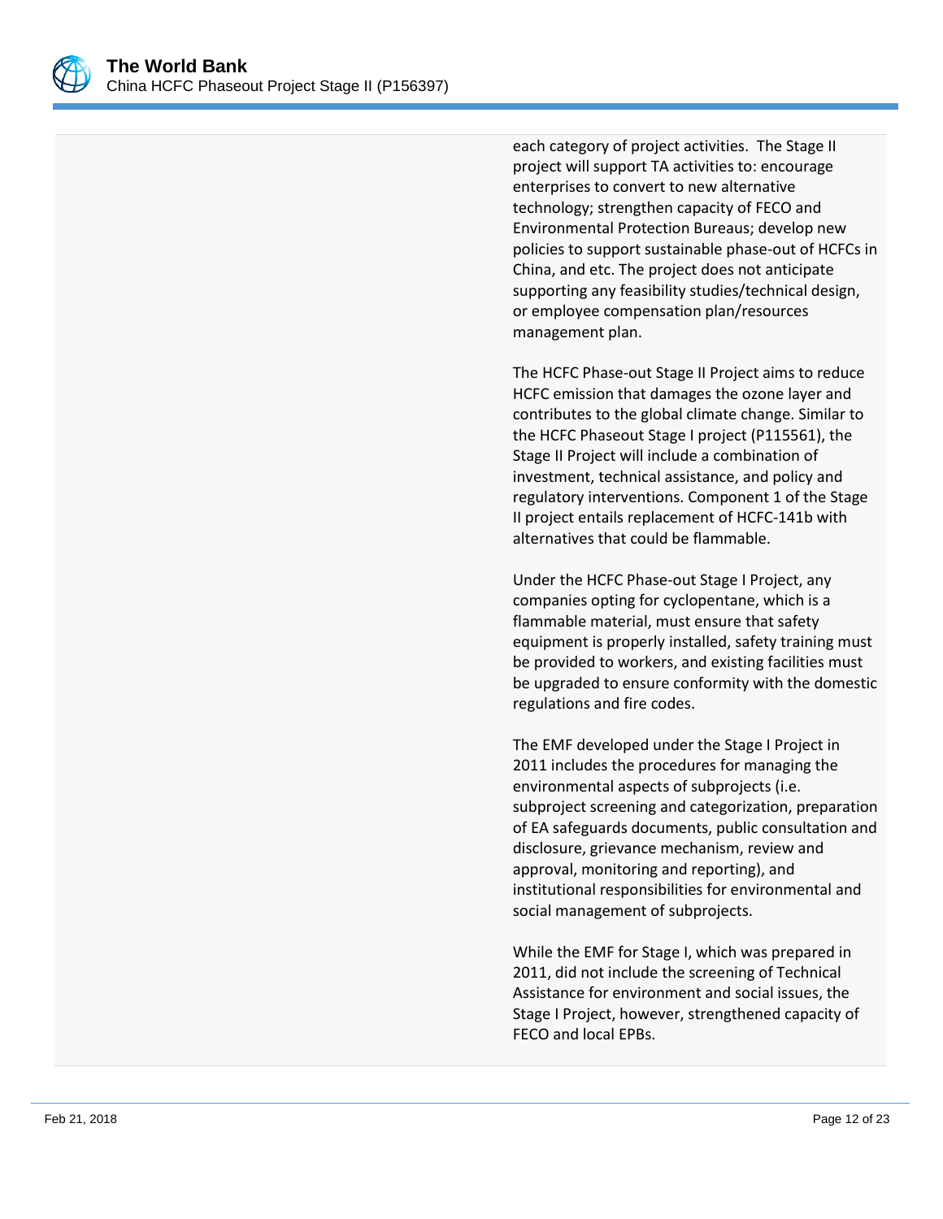each category of project activities. The Stage II project will support TA activities to: encourage enterprises to convert to new alternative technology; strengthen capacity of FECO and Environmental Protection Bureaus; develop new policies to support sustainable phase-out of HCFCs in China, and etc. The project does not anticipate supporting any feasibility studies/technical design, or employee compensation plan/resources management plan.

The HCFC Phase-out Stage II Project aims to reduce HCFC emission that damages the ozone layer and contributes to the global climate change. Similar to the HCFC Phaseout Stage I project (P115561), the Stage II Project will include a combination of investment, technical assistance, and policy and regulatory interventions. Component 1 of the Stage II project entails replacement of HCFC-141b with alternatives that could be flammable.

Under the HCFC Phase-out Stage I Project, any companies opting for cyclopentane, which is a flammable material, must ensure that safety equipment is properly installed, safety training must be provided to workers, and existing facilities must be upgraded to ensure conformity with the domestic regulations and fire codes.

The EMF developed under the Stage I Project in 2011 includes the procedures for managing the environmental aspects of subprojects (i.e. subproject screening and categorization, preparation of EA safeguards documents, public consultation and disclosure, grievance mechanism, review and approval, monitoring and reporting), and institutional responsibilities for environmental and social management of subprojects.

While the EMF for Stage I, which was prepared in 2011, did not include the screening of Technical Assistance for environment and social issues, the Stage I Project, however, strengthened capacity of FECO and local EPBs.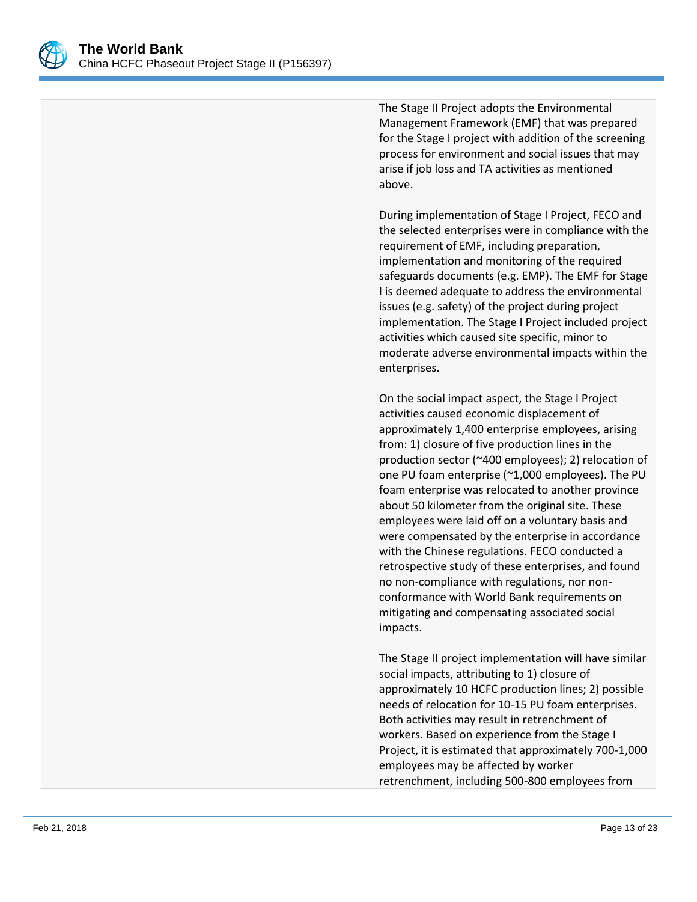The Stage II Project adopts the Environmental Management Framework (EMF) that was prepared for the Stage I project with addition of the screening process for environment and social issues that may arise if job loss and TA activities as mentioned above.

During implementation of Stage I Project, FECO and the selected enterprises were in compliance with the requirement of EMF, including preparation, implementation and monitoring of the required safeguards documents (e.g. EMP). The EMF for Stage I is deemed adequate to address the environmental issues (e.g. safety) of the project during project implementation. The Stage I Project included project activities which caused site specific, minor to moderate adverse environmental impacts within the enterprises.

On the social impact aspect, the Stage I Project activities caused economic displacement of approximately 1,400 enterprise employees, arising from: 1) closure of five production lines in the production sector (~400 employees); 2) relocation of one PU foam enterprise (~1,000 employees). The PU foam enterprise was relocated to another province about 50 kilometer from the original site. These employees were laid off on a voluntary basis and were compensated by the enterprise in accordance with the Chinese regulations. FECO conducted a retrospective study of these enterprises, and found no non-compliance with regulations, nor non-conformance with World Bank requirements on mitigating and compensating associated social impacts.

The Stage II project implementation will have similar social impacts, attributing to 1) closure of approximately 10 HCFC production lines; 2) possible needs of relocation for 10-15 PU foam enterprises. Both activities may result in retrenchment of workers. Based on experience from the Stage I Project, it is estimated that approximately 700-1,000 employees may be affected by worker retrenchment, including 500-800 employees from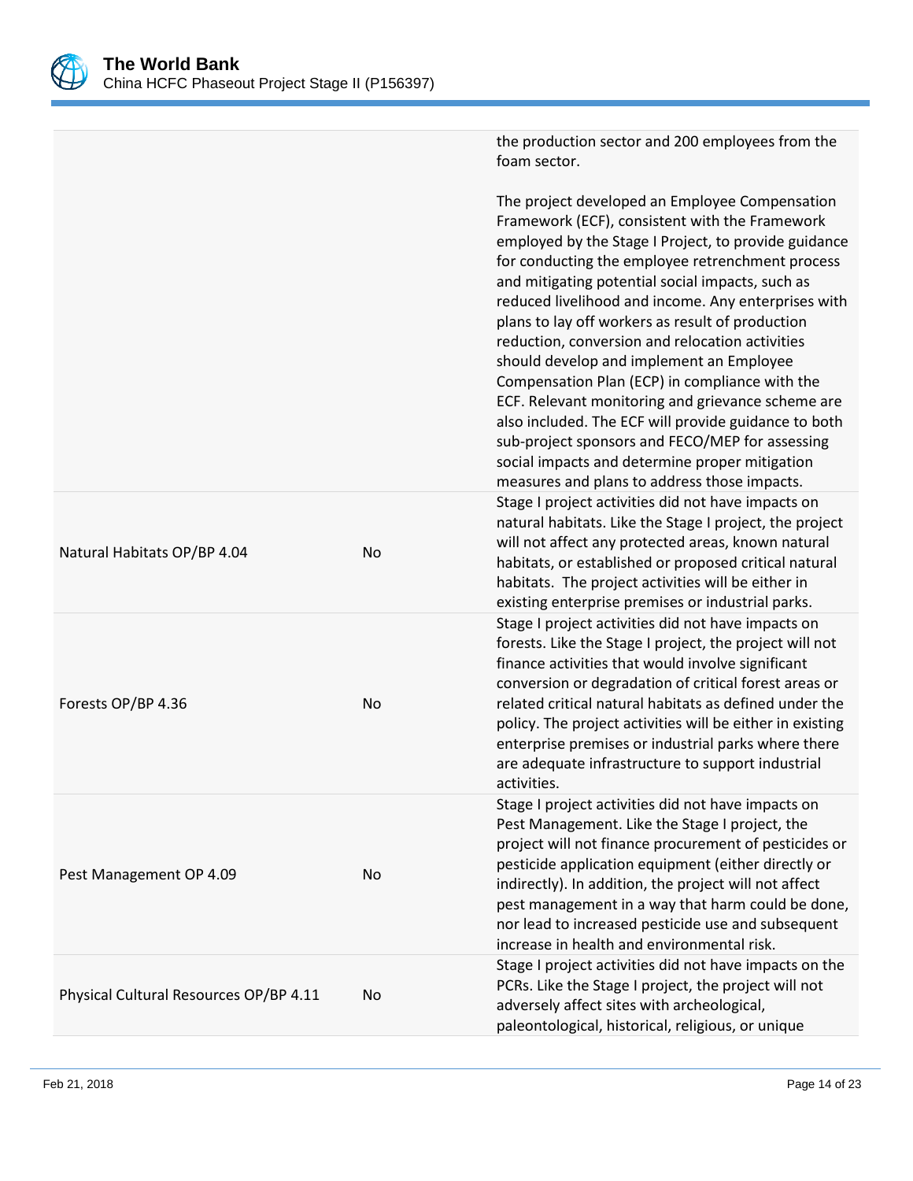| | | |
|---|---|---|
| | | the production sector and 200 employees from the foam sector.<br><br>The project developed an Employee Compensation Framework (ECF), consistent with the Framework employed by the Stage I Project, to provide guidance for conducting the employee retrenchment process and mitigating potential social impacts, such as reduced livelihood and income. Any enterprises with plans to lay off workers as result of production reduction, conversion and relocation activities should develop and implement an Employee Compensation Plan (ECP) in compliance with the ECF. Relevant monitoring and grievance scheme are also included. The ECF will provide guidance to both sub-project sponsors and FECO/MEP for assessing social impacts and determine proper mitigation measures and plans to address those impacts. |
| Natural Habitats OP/BP 4.04 | No | Stage I project activities did not have impacts on natural habitats. Like the Stage I project, the project will not affect any protected areas, known natural habitats, or established or proposed critical natural habitats. The project activities will be either in existing enterprise premises or industrial parks. |
| Forests OP/BP 4.36 | No | Stage I project activities did not have impacts on forests. Like the Stage I project, the project will not finance activities that would involve significant conversion or degradation of critical forest areas or related critical natural habitats as defined under the policy. The project activities will be either in existing enterprise premises or industrial parks where there are adequate infrastructure to support industrial activities. |
| Pest Management OP 4.09 | No | Stage I project activities did not have impacts on Pest Management. Like the Stage I project, the project will not finance procurement of pesticides or pesticide application equipment (either directly or indirectly). In addition, the project will not affect pest management in a way that harm could be done, nor lead to increased pesticide use and subsequent increase in health and environmental risk. |
| Physical Cultural Resources OP/BP 4.11 | No | Stage I project activities did not have impacts on the PCRs. Like the Stage I project, the project will not adversely affect sites with archeological, paleontological, historical, religious, or unique |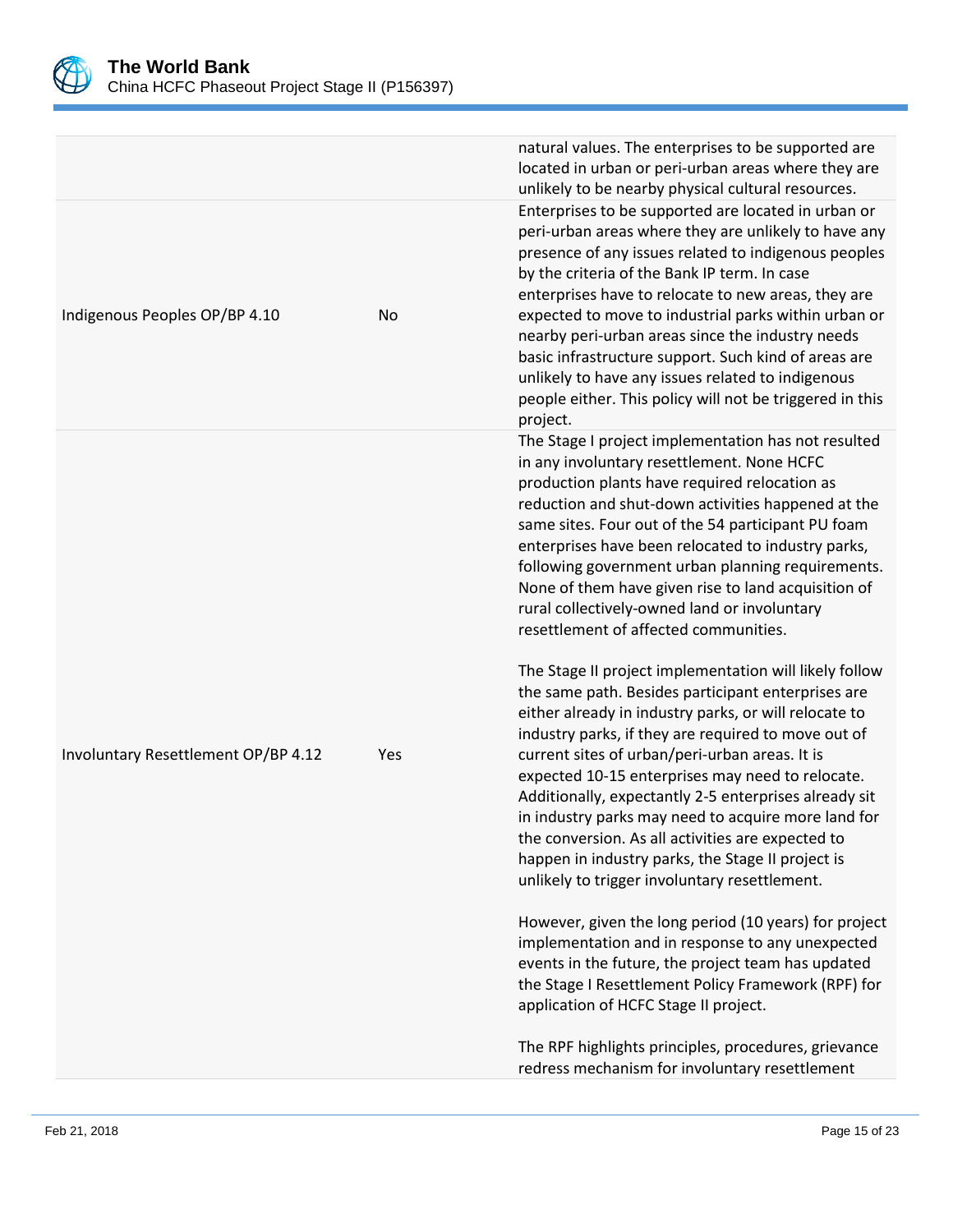| | | |
|---|---|---|
| | | natural values. The enterprises to be supported are located in urban or peri-urban areas where they are unlikely to be nearby physical cultural resources. |
| Indigenous Peoples OP/BP 4.10 | No | Enterprises to be supported are located in urban or peri-urban areas where they are unlikely to have any presence of any issues related to indigenous peoples by the criteria of the Bank IP term. In case enterprises have to relocate to new areas, they are expected to move to industrial parks within urban or nearby peri-urban areas since the industry needs basic infrastructure support. Such kind of areas are unlikely to have any issues related to indigenous people either. This policy will not be triggered in this project. |
| Involuntary Resettlement OP/BP 4.12 | Yes | The Stage I project implementation has not resulted in any involuntary resettlement. None HCFC production plants have required relocation as reduction and shut-down activities happened at the same sites. Four out of the 54 participant PU foam enterprises have been relocated to industry parks, following government urban planning requirements. None of them have given rise to land acquisition of rural collectively-owned land or involuntary resettlement of affected communities.<br><br>The Stage II project implementation will likely follow the same path. Besides participant enterprises are either already in industry parks, or will relocate to industry parks, if they are required to move out of current sites of urban/peri-urban areas. It is expected 10-15 enterprises may need to relocate. Additionally, expectantly 2-5 enterprises already sit in industry parks may need to acquire more land for the conversion. As all activities are expected to happen in industry parks, the Stage II project is unlikely to trigger involuntary resettlement.<br><br>However, given the long period (10 years) for project implementation and in response to any unexpected events in the future, the project team has updated the Stage I Resettlement Policy Framework (RPF) for application of HCFC Stage II project.<br><br>The RPF highlights principles, procedures, grievance redress mechanism for involuntary resettlement |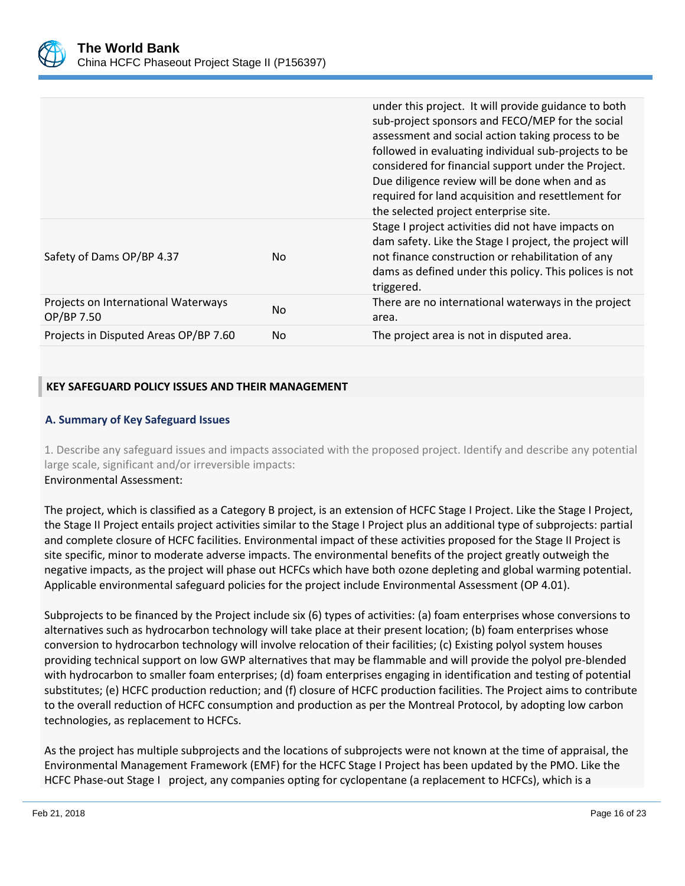| | | |
|---|---|---|
| | | under this project. It will provide guidance to both sub-project sponsors and FECO/MEP for the social assessment and social action taking process to be followed in evaluating individual sub-projects to be considered for financial support under the Project. Due diligence review will be done when and as required for land acquisition and resettlement for the selected project enterprise site. |
| Safety of Dams OP/BP 4.37 | No | Stage I project activities did not have impacts on dam safety. Like the Stage I project, the project will not finance construction or rehabilitation of any dams as defined under this policy. This polices is not triggered. |
| Projects on International Waterways OP/BP 7.50 | No | There are no international waterways in the project area. |
| Projects in Disputed Areas OP/BP 7.60 | No | The project area is not in disputed area. |

## KEY SAFEGUARD POLICY ISSUES AND THEIR MANAGEMENT

### A. Summary of Key Safeguard Issues

1. Describe any safeguard issues and impacts associated with the proposed project. Identify and describe any potential large scale, significant and/or irreversible impacts:

Environmental Assessment:

The project, which is classified as a Category B project, is an extension of HCFC Stage I Project. Like the Stage I Project, the Stage II Project entails project activities similar to the Stage I Project plus an additional type of subprojects: partial and complete closure of HCFC facilities. Environmental impact of these activities proposed for the Stage II Project is site specific, minor to moderate adverse impacts. The environmental benefits of the project greatly outweigh the negative impacts, as the project will phase out HCFCs which have both ozone depleting and global warming potential. Applicable environmental safeguard policies for the project include Environmental Assessment (OP 4.01).

Subprojects to be financed by the Project include six (6) types of activities: (a) foam enterprises whose conversions to alternatives such as hydrocarbon technology will take place at their present location; (b) foam enterprises whose conversion to hydrocarbon technology will involve relocation of their facilities; (c) Existing polyol system houses providing technical support on low GWP alternatives that may be flammable and will provide the polyol pre-blended with hydrocarbon to smaller foam enterprises; (d) foam enterprises engaging in identification and testing of potential substitutes; (e) HCFC production reduction; and (f) closure of HCFC production facilities. The Project aims to contribute to the overall reduction of HCFC consumption and production as per the Montreal Protocol, by adopting low carbon technologies, as replacement to HCFCs.

As the project has multiple subprojects and the locations of subprojects were not known at the time of appraisal, the Environmental Management Framework (EMF) for the HCFC Stage I Project has been updated by the PMO. Like the HCFC Phase-out Stage I project, any companies opting for cyclopentane (a replacement to HCFCs), which is a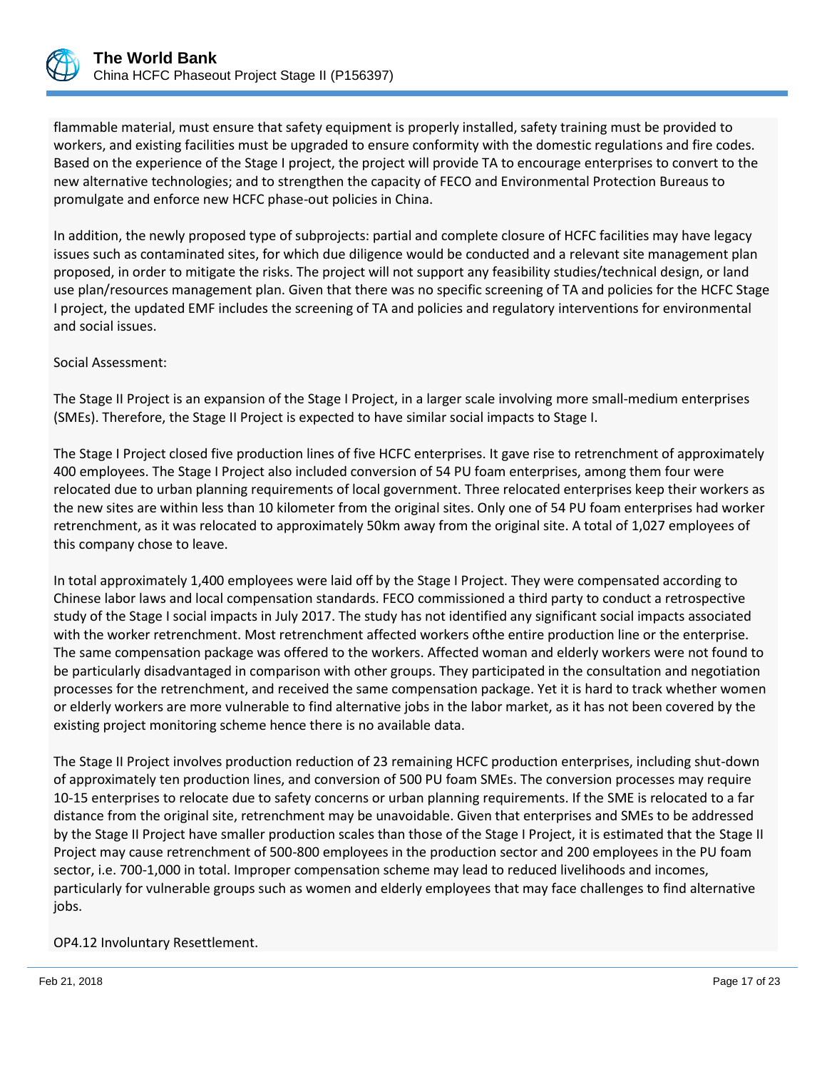flammable material, must ensure that safety equipment is properly installed, safety training must be provided to workers, and existing facilities must be upgraded to ensure conformity with the domestic regulations and fire codes. Based on the experience of the Stage I project, the project will provide TA to encourage enterprises to convert to the new alternative technologies; and to strengthen the capacity of FECO and Environmental Protection Bureaus to promulgate and enforce new HCFC phase-out policies in China.

In addition, the newly proposed type of subprojects: partial and complete closure of HCFC facilities may have legacy issues such as contaminated sites, for which due diligence would be conducted and a relevant site management plan proposed, in order to mitigate the risks. The project will not support any feasibility studies/technical design, or land use plan/resources management plan. Given that there was no specific screening of TA and policies for the HCFC Stage I project, the updated EMF includes the screening of TA and policies and regulatory interventions for environmental and social issues.

Social Assessment:

The Stage II Project is an expansion of the Stage I Project, in a larger scale involving more small-medium enterprises (SMEs). Therefore, the Stage II Project is expected to have similar social impacts to Stage I.

The Stage I Project closed five production lines of five HCFC enterprises. It gave rise to retrenchment of approximately 400 employees. The Stage I Project also included conversion of 54 PU foam enterprises, among them four were relocated due to urban planning requirements of local government. Three relocated enterprises keep their workers as the new sites are within less than 10 kilometer from the original sites. Only one of 54 PU foam enterprises had worker retrenchment, as it was relocated to approximately 50km away from the original site. A total of 1,027 employees of this company chose to leave.

In total approximately 1,400 employees were laid off by the Stage I Project. They were compensated according to Chinese labor laws and local compensation standards. FECO commissioned a third party to conduct a retrospective study of the Stage I social impacts in July 2017. The study has not identified any significant social impacts associated with the worker retrenchment. Most retrenchment affected workers ofthe entire production line or the enterprise. The same compensation package was offered to the workers. Affected woman and elderly workers were not found to be particularly disadvantaged in comparison with other groups. They participated in the consultation and negotiation processes for the retrenchment, and received the same compensation package. Yet it is hard to track whether women or elderly workers are more vulnerable to find alternative jobs in the labor market, as it has not been covered by the existing project monitoring scheme hence there is no available data.

The Stage II Project involves production reduction of 23 remaining HCFC production enterprises, including shut-down of approximately ten production lines, and conversion of 500 PU foam SMEs. The conversion processes may require 10-15 enterprises to relocate due to safety concerns or urban planning requirements. If the SME is relocated to a far distance from the original site, retrenchment may be unavoidable. Given that enterprises and SMEs to be addressed by the Stage II Project have smaller production scales than those of the Stage I Project, it is estimated that the Stage II Project may cause retrenchment of 500-800 employees in the production sector and 200 employees in the PU foam sector, i.e. 700-1,000 in total. Improper compensation scheme may lead to reduced livelihoods and incomes, particularly for vulnerable groups such as women and elderly employees that may face challenges to find alternative jobs.

OP4.12 Involuntary Resettlement.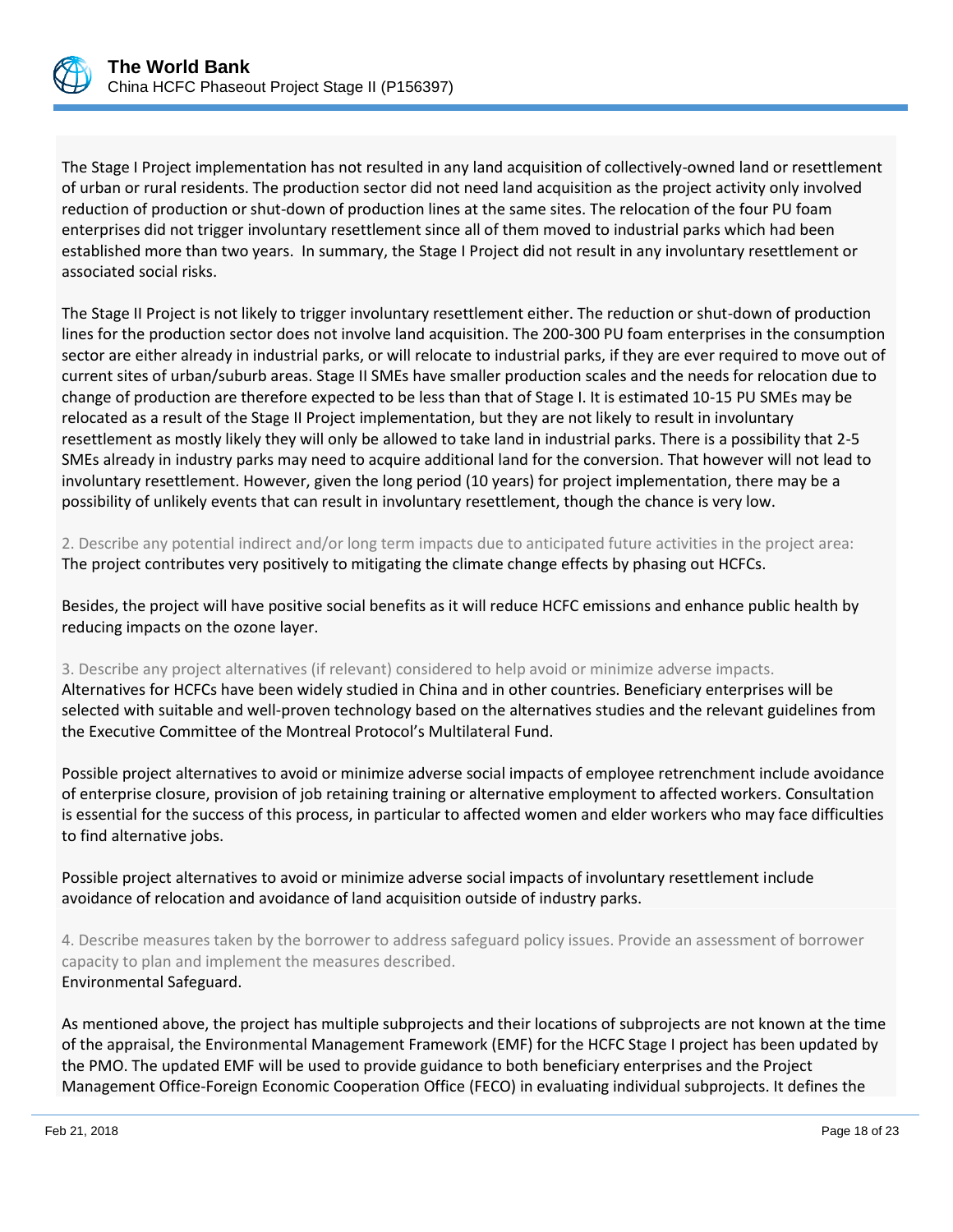The Stage I Project implementation has not resulted in any land acquisition of collectively-owned land or resettlement of urban or rural residents. The production sector did not need land acquisition as the project activity only involved reduction of production or shut-down of production lines at the same sites. The relocation of the four PU foam enterprises did not trigger involuntary resettlement since all of them moved to industrial parks which had been established more than two years. In summary, the Stage I Project did not result in any involuntary resettlement or associated social risks.

The Stage II Project is not likely to trigger involuntary resettlement either. The reduction or shut-down of production lines for the production sector does not involve land acquisition. The 200-300 PU foam enterprises in the consumption sector are either already in industrial parks, or will relocate to industrial parks, if they are ever required to move out of current sites of urban/suburb areas. Stage II SMEs have smaller production scales and the needs for relocation due to change of production are therefore expected to be less than that of Stage I. It is estimated 10-15 PU SMEs may be relocated as a result of the Stage II Project implementation, but they are not likely to result in involuntary resettlement as mostly likely they will only be allowed to take land in industrial parks. There is a possibility that 2-5 SMEs already in industry parks may need to acquire additional land for the conversion. That however will not lead to involuntary resettlement. However, given the long period (10 years) for project implementation, there may be a possibility of unlikely events that can result in involuntary resettlement, though the chance is very low.

2. Describe any potential indirect and/or long term impacts due to anticipated future activities in the project area:

The project contributes very positively to mitigating the climate change effects by phasing out HCFCs.

Besides, the project will have positive social benefits as it will reduce HCFC emissions and enhance public health by reducing impacts on the ozone layer.

3. Describe any project alternatives (if relevant) considered to help avoid or minimize adverse impacts.

Alternatives for HCFCs have been widely studied in China and in other countries. Beneficiary enterprises will be selected with suitable and well-proven technology based on the alternatives studies and the relevant guidelines from the Executive Committee of the Montreal Protocol's Multilateral Fund.

Possible project alternatives to avoid or minimize adverse social impacts of employee retrenchment include avoidance of enterprise closure, provision of job retaining training or alternative employment to affected workers. Consultation is essential for the success of this process, in particular to affected women and elder workers who may face difficulties to find alternative jobs.

Possible project alternatives to avoid or minimize adverse social impacts of involuntary resettlement include avoidance of relocation and avoidance of land acquisition outside of industry parks.

4. Describe measures taken by the borrower to address safeguard policy issues. Provide an assessment of borrower capacity to plan and implement the measures described.

Environmental Safeguard.

As mentioned above, the project has multiple subprojects and their locations of subprojects are not known at the time of the appraisal, the Environmental Management Framework (EMF) for the HCFC Stage I project has been updated by the PMO. The updated EMF will be used to provide guidance to both beneficiary enterprises and the Project Management Office-Foreign Economic Cooperation Office (FECO) in evaluating individual subprojects. It defines the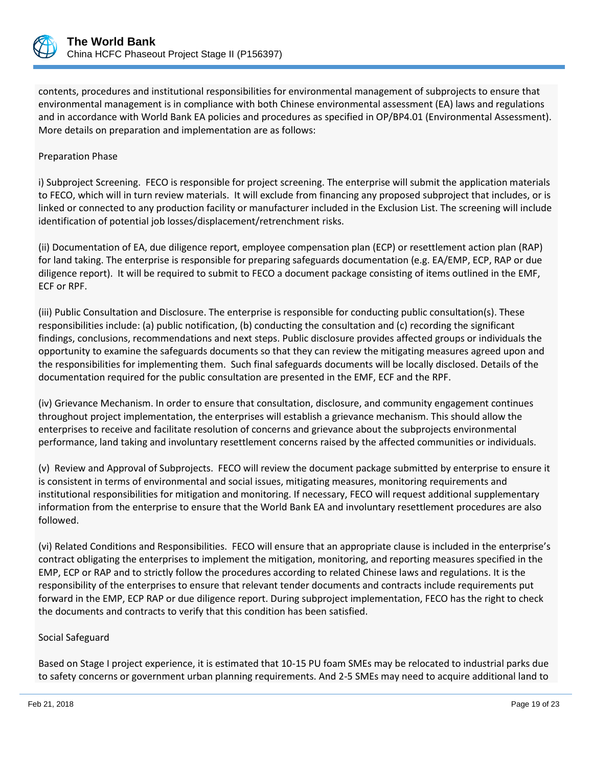contents, procedures and institutional responsibilities for environmental management of subprojects to ensure that environmental management is in compliance with both Chinese environmental assessment (EA) laws and regulations and in accordance with World Bank EA policies and procedures as specified in OP/BP4.01 (Environmental Assessment). More details on preparation and implementation are as follows:

Preparation Phase

i) Subproject Screening. FECO is responsible for project screening. The enterprise will submit the application materials to FECO, which will in turn review materials. It will exclude from financing any proposed subproject that includes, or is linked or connected to any production facility or manufacturer included in the Exclusion List. The screening will include identification of potential job losses/displacement/retrenchment risks.

(ii) Documentation of EA, due diligence report, employee compensation plan (ECP) or resettlement action plan (RAP) for land taking. The enterprise is responsible for preparing safeguards documentation (e.g. EA/EMP, ECP, RAP or due diligence report). It will be required to submit to FECO a document package consisting of items outlined in the EMF, ECF or RPF.

(iii) Public Consultation and Disclosure. The enterprise is responsible for conducting public consultation(s). These responsibilities include: (a) public notification, (b) conducting the consultation and (c) recording the significant findings, conclusions, recommendations and next steps. Public disclosure provides affected groups or individuals the opportunity to examine the safeguards documents so that they can review the mitigating measures agreed upon and the responsibilities for implementing them. Such final safeguards documents will be locally disclosed. Details of the documentation required for the public consultation are presented in the EMF, ECF and the RPF.

(iv) Grievance Mechanism. In order to ensure that consultation, disclosure, and community engagement continues throughout project implementation, the enterprises will establish a grievance mechanism. This should allow the enterprises to receive and facilitate resolution of concerns and grievance about the subprojects environmental performance, land taking and involuntary resettlement concerns raised by the affected communities or individuals.

(v) Review and Approval of Subprojects. FECO will review the document package submitted by enterprise to ensure it is consistent in terms of environmental and social issues, mitigating measures, monitoring requirements and institutional responsibilities for mitigation and monitoring. If necessary, FECO will request additional supplementary information from the enterprise to ensure that the World Bank EA and involuntary resettlement procedures are also followed.

(vi) Related Conditions and Responsibilities. FECO will ensure that an appropriate clause is included in the enterprise's contract obligating the enterprises to implement the mitigation, monitoring, and reporting measures specified in the EMP, ECP or RAP and to strictly follow the procedures according to related Chinese laws and regulations. It is the responsibility of the enterprises to ensure that relevant tender documents and contracts include requirements put forward in the EMP, ECP RAP or due diligence report. During subproject implementation, FECO has the right to check the documents and contracts to verify that this condition has been satisfied.

Social Safeguard

Based on Stage I project experience, it is estimated that 10-15 PU foam SMEs may be relocated to industrial parks due to safety concerns or government urban planning requirements. And 2-5 SMEs may need to acquire additional land to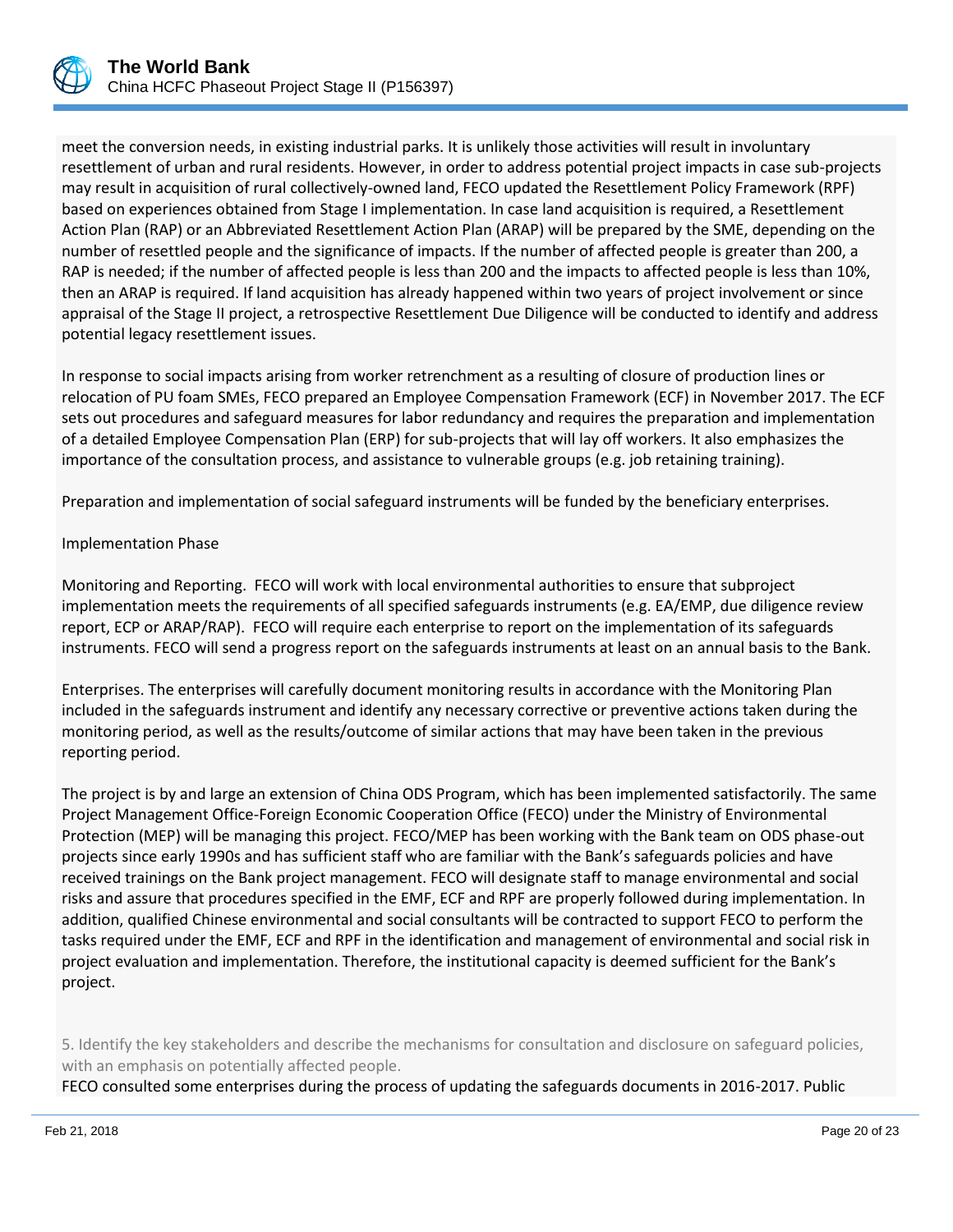meet the conversion needs, in existing industrial parks. It is unlikely those activities will result in involuntary resettlement of urban and rural residents. However, in order to address potential project impacts in case sub-projects may result in acquisition of rural collectively-owned land, FECO updated the Resettlement Policy Framework (RPF) based on experiences obtained from Stage I implementation. In case land acquisition is required, a Resettlement Action Plan (RAP) or an Abbreviated Resettlement Action Plan (ARAP) will be prepared by the SME, depending on the number of resettled people and the significance of impacts. If the number of affected people is greater than 200, a RAP is needed; if the number of affected people is less than 200 and the impacts to affected people is less than 10%, then an ARAP is required. If land acquisition has already happened within two years of project involvement or since appraisal of the Stage II project, a retrospective Resettlement Due Diligence will be conducted to identify and address potential legacy resettlement issues.

In response to social impacts arising from worker retrenchment as a resulting of closure of production lines or relocation of PU foam SMEs, FECO prepared an Employee Compensation Framework (ECF) in November 2017. The ECF sets out procedures and safeguard measures for labor redundancy and requires the preparation and implementation of a detailed Employee Compensation Plan (ERP) for sub-projects that will lay off workers. It also emphasizes the importance of the consultation process, and assistance to vulnerable groups (e.g. job retaining training).

Preparation and implementation of social safeguard instruments will be funded by the beneficiary enterprises.

Implementation Phase

Monitoring and Reporting. FECO will work with local environmental authorities to ensure that subproject implementation meets the requirements of all specified safeguards instruments (e.g. EA/EMP, due diligence review report, ECP or ARAP/RAP). FECO will require each enterprise to report on the implementation of its safeguards instruments. FECO will send a progress report on the safeguards instruments at least on an annual basis to the Bank.

Enterprises. The enterprises will carefully document monitoring results in accordance with the Monitoring Plan included in the safeguards instrument and identify any necessary corrective or preventive actions taken during the monitoring period, as well as the results/outcome of similar actions that may have been taken in the previous reporting period.

The project is by and large an extension of China ODS Program, which has been implemented satisfactorily. The same Project Management Office-Foreign Economic Cooperation Office (FECO) under the Ministry of Environmental Protection (MEP) will be managing this project. FECO/MEP has been working with the Bank team on ODS phase-out projects since early 1990s and has sufficient staff who are familiar with the Bank's safeguards policies and have received trainings on the Bank project management. FECO will designate staff to manage environmental and social risks and assure that procedures specified in the EMF, ECF and RPF are properly followed during implementation. In addition, qualified Chinese environmental and social consultants will be contracted to support FECO to perform the tasks required under the EMF, ECF and RPF in the identification and management of environmental and social risk in project evaluation and implementation. Therefore, the institutional capacity is deemed sufficient for the Bank's project.

5. Identify the key stakeholders and describe the mechanisms for consultation and disclosure on safeguard policies, with an emphasis on potentially affected people.

FECO consulted some enterprises during the process of updating the safeguards documents in 2016-2017. Public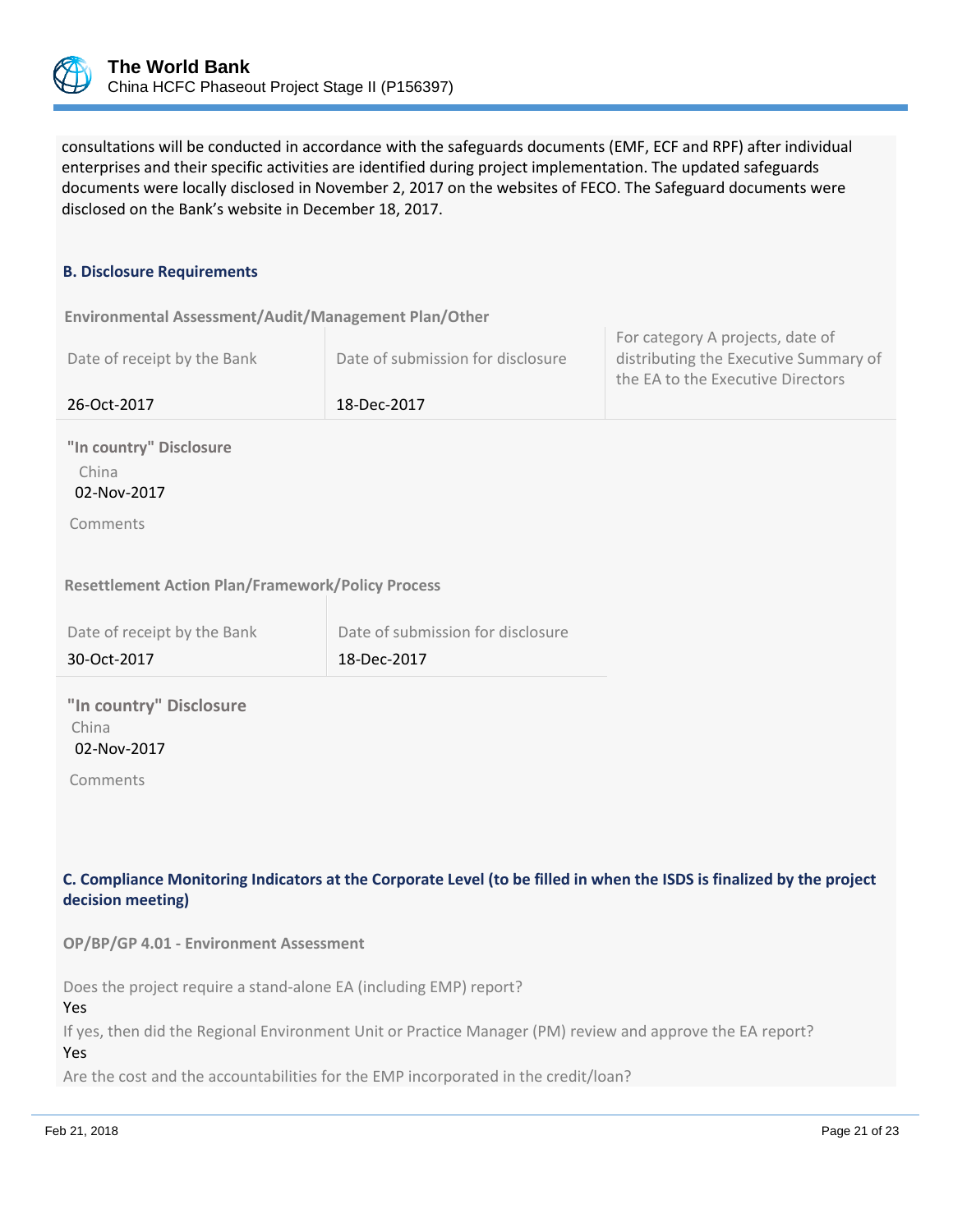consultations will be conducted in accordance with the safeguards documents (EMF, ECF and RPF) after individual enterprises and their specific activities are identified during project implementation. The updated safeguards documents were locally disclosed in November 2, 2017 on the websites of FECO. The Safeguard documents were disclosed on the Bank's website in December 18, 2017.

**B. Disclosure Requirements**

**Environmental Assessment/Audit/Management Plan/Other**

| Date of receipt by the Bank | Date of submission for disclosure | For category A projects, date of distributing the Executive Summary of the EA to the Executive Directors |
|---|---|---|
| 26-Oct-2017 | 18-Dec-2017 | |

**"In country" Disclosure**

China
02-Nov-2017

Comments

**Resettlement Action Plan/Framework/Policy Process**

| Date of receipt by the Bank | Date of submission for disclosure |
|---|---|
| 30-Oct-2017 | 18-Dec-2017 |

**"In country" Disclosure**

China
02-Nov-2017

Comments

**C. Compliance Monitoring Indicators at the Corporate Level (to be filled in when the ISDS is finalized by the project decision meeting)**

**OP/BP/GP 4.01 - Environment Assessment**

Does the project require a stand-alone EA (including EMP) report?
Yes

If yes, then did the Regional Environment Unit or Practice Manager (PM) review and approve the EA report?
Yes

Are the cost and the accountabilities for the EMP incorporated in the credit/loan?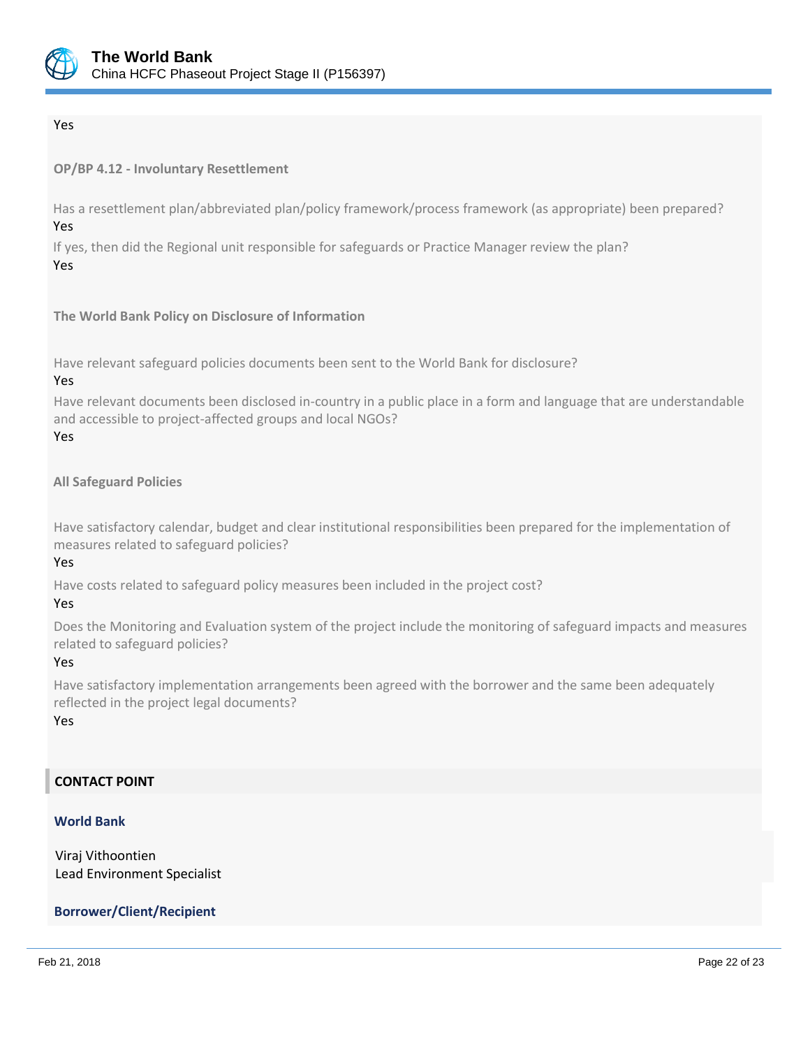Yes

**OP/BP 4.12 - Involuntary Resettlement**

Has a resettlement plan/abbreviated plan/policy framework/process framework (as appropriate) been prepared?
Yes

If yes, then did the Regional unit responsible for safeguards or Practice Manager review the plan?
Yes

**The World Bank Policy on Disclosure of Information**

Have relevant safeguard policies documents been sent to the World Bank for disclosure?
Yes

Have relevant documents been disclosed in-country in a public place in a form and language that are understandable and accessible to project-affected groups and local NGOs?
Yes

**All Safeguard Policies**

Have satisfactory calendar, budget and clear institutional responsibilities been prepared for the implementation of measures related to safeguard policies?
Yes

Have costs related to safeguard policy measures been included in the project cost?
Yes

Does the Monitoring and Evaluation system of the project include the monitoring of safeguard impacts and measures related to safeguard policies?
Yes

Have satisfactory implementation arrangements been agreed with the borrower and the same been adequately reflected in the project legal documents?
Yes

## CONTACT POINT

### World Bank

Viraj Vithoontien
Lead Environment Specialist

### Borrower/Client/Recipient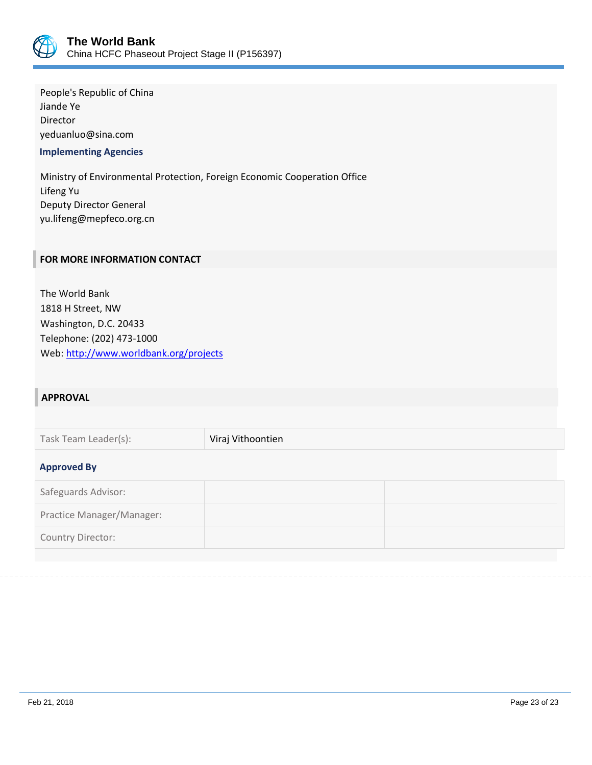People's Republic of China
Jiande Ye
Director
yeduanluo@sina.com

### Implementing Agencies

Ministry of Environmental Protection, Foreign Economic Cooperation Office
Lifeng Yu
Deputy Director General
yu.lifeng@mepfeco.org.cn

## FOR MORE INFORMATION CONTACT

The World Bank
1818 H Street, NW
Washington, D.C. 20433
Telephone: (202) 473-1000
Web: http://www.worldbank.org/projects

## APPROVAL

| | |
|---|---|
| Task Team Leader(s): | Viraj Vithoontien |

### Approved By

| | | |
|---|---|---|
| Safeguards Advisor: | | |
| Practice Manager/Manager: | | |
| Country Director: | | |